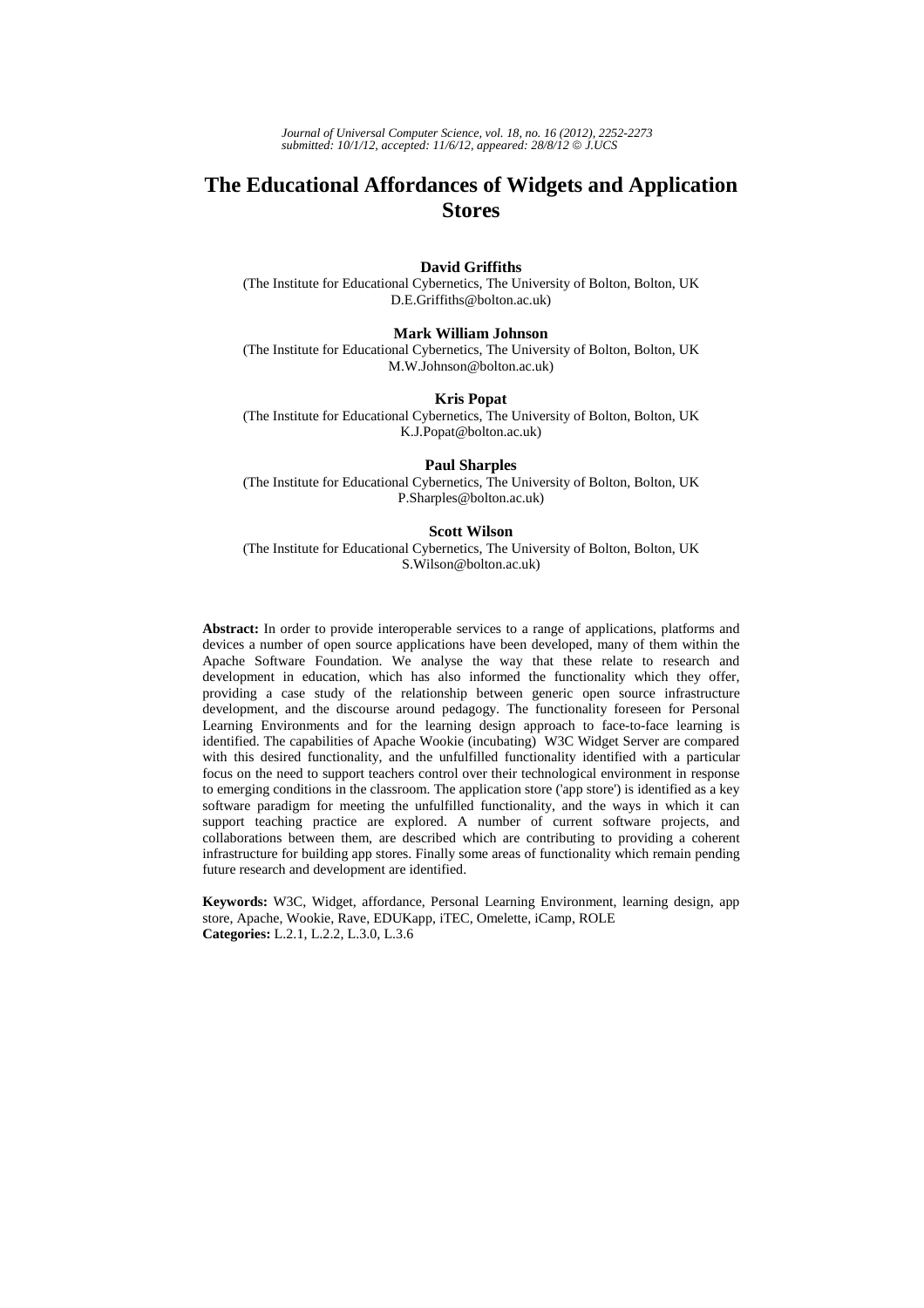# The Educational Affordances of Widgets and Application Stores

**David Griffiths**
(The Institute for Educational Cybernetics, The University of Bolton, Bolton, UK
D.E.Griffiths@bolton.ac.uk)

**Mark William Johnson**
(The Institute for Educational Cybernetics, The University of Bolton, Bolton, UK
M.W.Johnson@bolton.ac.uk)

**Kris Popat**
(The Institute for Educational Cybernetics, The University of Bolton, Bolton, UK
K.J.Popat@bolton.ac.uk)

**Paul Sharples**
(The Institute for Educational Cybernetics, The University of Bolton, Bolton, UK
P.Sharples@bolton.ac.uk)

**Scott Wilson**
(The Institute for Educational Cybernetics, The University of Bolton, Bolton, UK
S.Wilson@bolton.ac.uk)

**Abstract:** In order to provide interoperable services to a range of applications, platforms and devices a number of open source applications have been developed, many of them within the Apache Software Foundation. We analyse the way that these relate to research and development in education, which has also informed the functionality which they offer, providing a case study of the relationship between generic open source infrastructure development, and the discourse around pedagogy. The functionality foreseen for Personal Learning Environments and for the learning design approach to face-to-face learning is identified. The capabilities of Apache Wookie (incubating) W3C Widget Server are compared with this desired functionality, and the unfulfilled functionality identified with a particular focus on the need to support teachers control over their technological environment in response to emerging conditions in the classroom. The application store ('app store') is identified as a key software paradigm for meeting the unfulfilled functionality, and the ways in which it can support teaching practice are explored. A number of current software projects, and collaborations between them, are described which are contributing to providing a coherent infrastructure for building app stores. Finally some areas of functionality which remain pending future research and development are identified.

**Keywords:** W3C, Widget, affordance, Personal Learning Environment, learning design, app store, Apache, Wookie, Rave, EDUKapp, iTEC, Omelette, iCamp, ROLE
**Categories:** L.2.1, L.2.2, L.3.0, L.3.6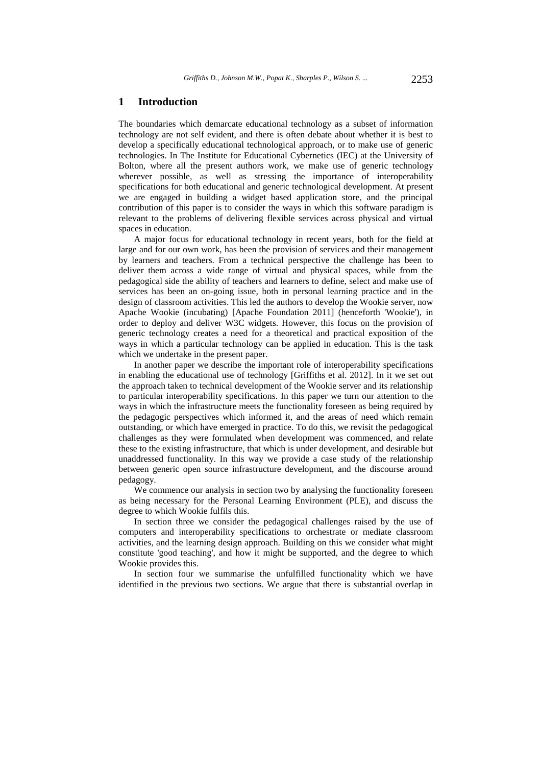# 1 Introduction

The boundaries which demarcate educational technology as a subset of information technology are not self evident, and there is often debate about whether it is best to develop a specifically educational technological approach, or to make use of generic technologies. In The Institute for Educational Cybernetics (IEC) at the University of Bolton, where all the present authors work, we make use of generic technology wherever possible, as well as stressing the importance of interoperability specifications for both educational and generic technological development. At present we are engaged in building a widget based application store, and the principal contribution of this paper is to consider the ways in which this software paradigm is relevant to the problems of delivering flexible services across physical and virtual spaces in education.

A major focus for educational technology in recent years, both for the field at large and for our own work, has been the provision of services and their management by learners and teachers. From a technical perspective the challenge has been to deliver them across a wide range of virtual and physical spaces, while from the pedagogical side the ability of teachers and learners to define, select and make use of services has been an on-going issue, both in personal learning practice and in the design of classroom activities. This led the authors to develop the Wookie server, now Apache Wookie (incubating) [Apache Foundation 2011] (henceforth 'Wookie'), in order to deploy and deliver W3C widgets. However, this focus on the provision of generic technology creates a need for a theoretical and practical exposition of the ways in which a particular technology can be applied in education. This is the task which we undertake in the present paper.

In another paper we describe the important role of interoperability specifications in enabling the educational use of technology [Griffiths et al. 2012]. In it we set out the approach taken to technical development of the Wookie server and its relationship to particular interoperability specifications. In this paper we turn our attention to the ways in which the infrastructure meets the functionality foreseen as being required by the pedagogic perspectives which informed it, and the areas of need which remain outstanding, or which have emerged in practice. To do this, we revisit the pedagogical challenges as they were formulated when development was commenced, and relate these to the existing infrastructure, that which is under development, and desirable but unaddressed functionality. In this way we provide a case study of the relationship between generic open source infrastructure development, and the discourse around pedagogy.

We commence our analysis in section two by analysing the functionality foreseen as being necessary for the Personal Learning Environment (PLE), and discuss the degree to which Wookie fulfils this.

In section three we consider the pedagogical challenges raised by the use of computers and interoperability specifications to orchestrate or mediate classroom activities, and the learning design approach. Building on this we consider what might constitute 'good teaching', and how it might be supported, and the degree to which Wookie provides this.

In section four we summarise the unfulfilled functionality which we have identified in the previous two sections. We argue that there is substantial overlap in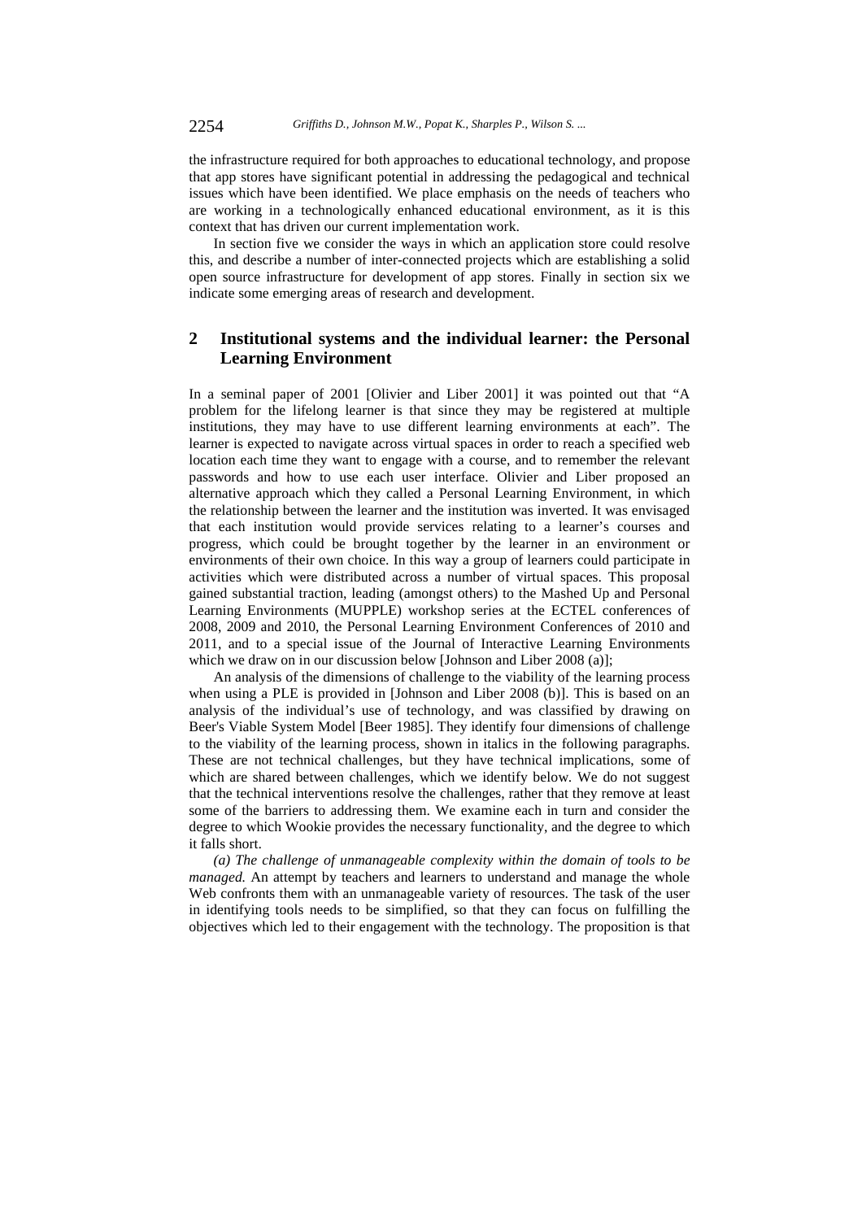the infrastructure required for both approaches to educational technology, and propose that app stores have significant potential in addressing the pedagogical and technical issues which have been identified. We place emphasis on the needs of teachers who are working in a technologically enhanced educational environment, as it is this context that has driven our current implementation work.

In section five we consider the ways in which an application store could resolve this, and describe a number of inter-connected projects which are establishing a solid open source infrastructure for development of app stores. Finally in section six we indicate some emerging areas of research and development.

## 2 Institutional systems and the individual learner: the Personal Learning Environment

In a seminal paper of 2001 [Olivier and Liber 2001] it was pointed out that "A problem for the lifelong learner is that since they may be registered at multiple institutions, they may have to use different learning environments at each". The learner is expected to navigate across virtual spaces in order to reach a specified web location each time they want to engage with a course, and to remember the relevant passwords and how to use each user interface. Olivier and Liber proposed an alternative approach which they called a Personal Learning Environment, in which the relationship between the learner and the institution was inverted. It was envisaged that each institution would provide services relating to a learner's courses and progress, which could be brought together by the learner in an environment or environments of their own choice. In this way a group of learners could participate in activities which were distributed across a number of virtual spaces. This proposal gained substantial traction, leading (amongst others) to the Mashed Up and Personal Learning Environments (MUPPLE) workshop series at the ECTEL conferences of 2008, 2009 and 2010, the Personal Learning Environment Conferences of 2010 and 2011, and to a special issue of the Journal of Interactive Learning Environments which we draw on in our discussion below [Johnson and Liber 2008 (a)];

An analysis of the dimensions of challenge to the viability of the learning process when using a PLE is provided in [Johnson and Liber 2008 (b)]. This is based on an analysis of the individual's use of technology, and was classified by drawing on Beer's Viable System Model [Beer 1985]. They identify four dimensions of challenge to the viability of the learning process, shown in italics in the following paragraphs. These are not technical challenges, but they have technical implications, some of which are shared between challenges, which we identify below. We do not suggest that the technical interventions resolve the challenges, rather that they remove at least some of the barriers to addressing them. We examine each in turn and consider the degree to which Wookie provides the necessary functionality, and the degree to which it falls short.

*(a) The challenge of unmanageable complexity within the domain of tools to be managed.* An attempt by teachers and learners to understand and manage the whole Web confronts them with an unmanageable variety of resources. The task of the user in identifying tools needs to be simplified, so that they can focus on fulfilling the objectives which led to their engagement with the technology. The proposition is that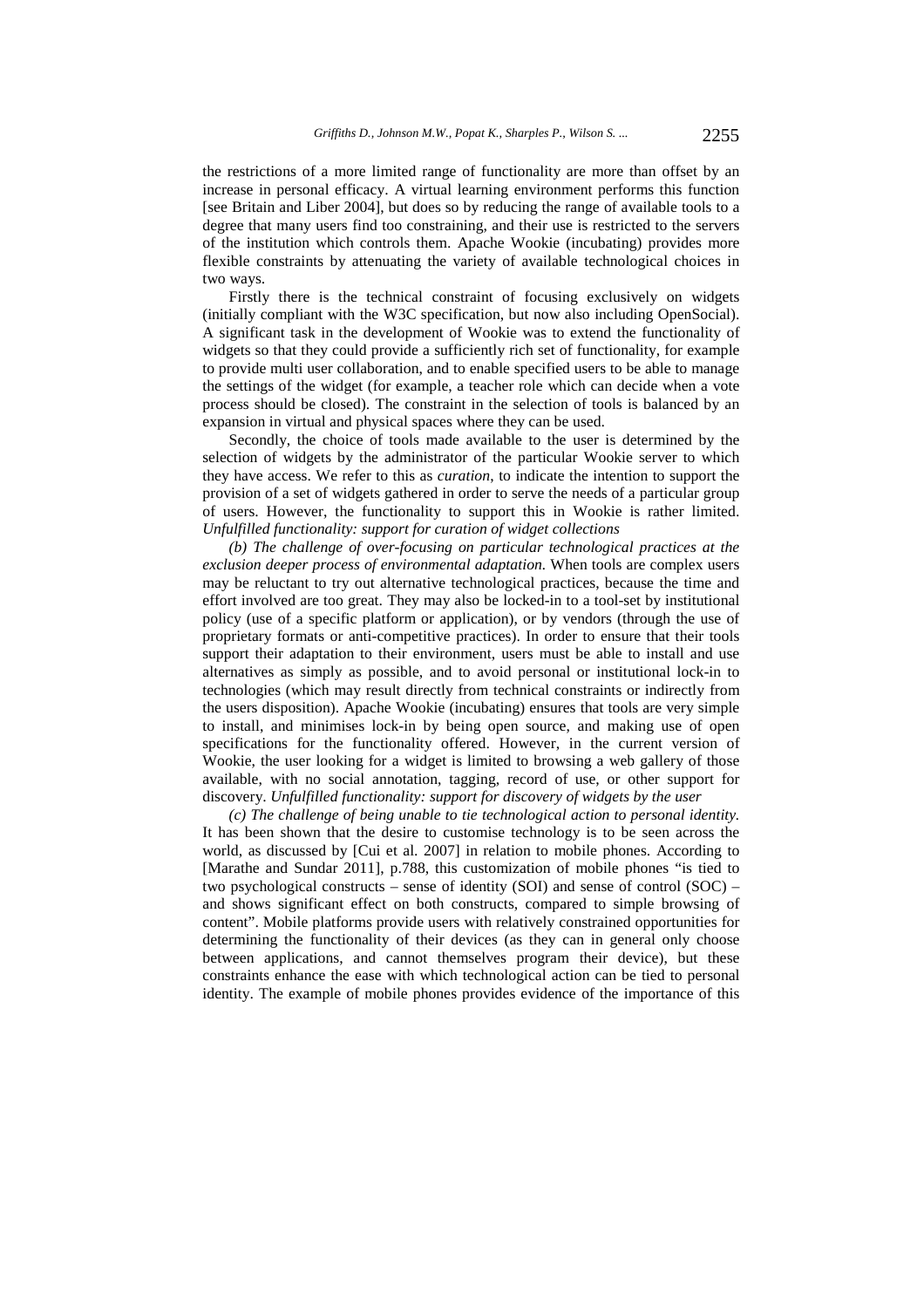the restrictions of a more limited range of functionality are more than offset by an increase in personal efficacy. A virtual learning environment performs this function [see Britain and Liber 2004], but does so by reducing the range of available tools to a degree that many users find too constraining, and their use is restricted to the servers of the institution which controls them. Apache Wookie (incubating) provides more flexible constraints by attenuating the variety of available technological choices in two ways.

Firstly there is the technical constraint of focusing exclusively on widgets (initially compliant with the W3C specification, but now also including OpenSocial). A significant task in the development of Wookie was to extend the functionality of widgets so that they could provide a sufficiently rich set of functionality, for example to provide multi user collaboration, and to enable specified users to be able to manage the settings of the widget (for example, a teacher role which can decide when a vote process should be closed). The constraint in the selection of tools is balanced by an expansion in virtual and physical spaces where they can be used.

Secondly, the choice of tools made available to the user is determined by the selection of widgets by the administrator of the particular Wookie server to which they have access. We refer to this as *curation*, to indicate the intention to support the provision of a set of widgets gathered in order to serve the needs of a particular group of users. However, the functionality to support this in Wookie is rather limited. *Unfulfilled functionality: support for curation of widget collections*

*(b) The challenge of over-focusing on particular technological practices at the exclusion deeper process of environmental adaptation.* When tools are complex users may be reluctant to try out alternative technological practices, because the time and effort involved are too great. They may also be locked-in to a tool-set by institutional policy (use of a specific platform or application), or by vendors (through the use of proprietary formats or anti-competitive practices). In order to ensure that their tools support their adaptation to their environment, users must be able to install and use alternatives as simply as possible, and to avoid personal or institutional lock-in to technologies (which may result directly from technical constraints or indirectly from the users disposition). Apache Wookie (incubating) ensures that tools are very simple to install, and minimises lock-in by being open source, and making use of open specifications for the functionality offered. However, in the current version of Wookie, the user looking for a widget is limited to browsing a web gallery of those available, with no social annotation, tagging, record of use, or other support for discovery. *Unfulfilled functionality: support for discovery of widgets by the user*

*(c) The challenge of being unable to tie technological action to personal identity.* It has been shown that the desire to customise technology is to be seen across the world, as discussed by [Cui et al. 2007] in relation to mobile phones. According to [Marathe and Sundar 2011], p.788, this customization of mobile phones "is tied to two psychological constructs – sense of identity (SOI) and sense of control (SOC) – and shows significant effect on both constructs, compared to simple browsing of content". Mobile platforms provide users with relatively constrained opportunities for determining the functionality of their devices (as they can in general only choose between applications, and cannot themselves program their device), but these constraints enhance the ease with which technological action can be tied to personal identity. The example of mobile phones provides evidence of the importance of this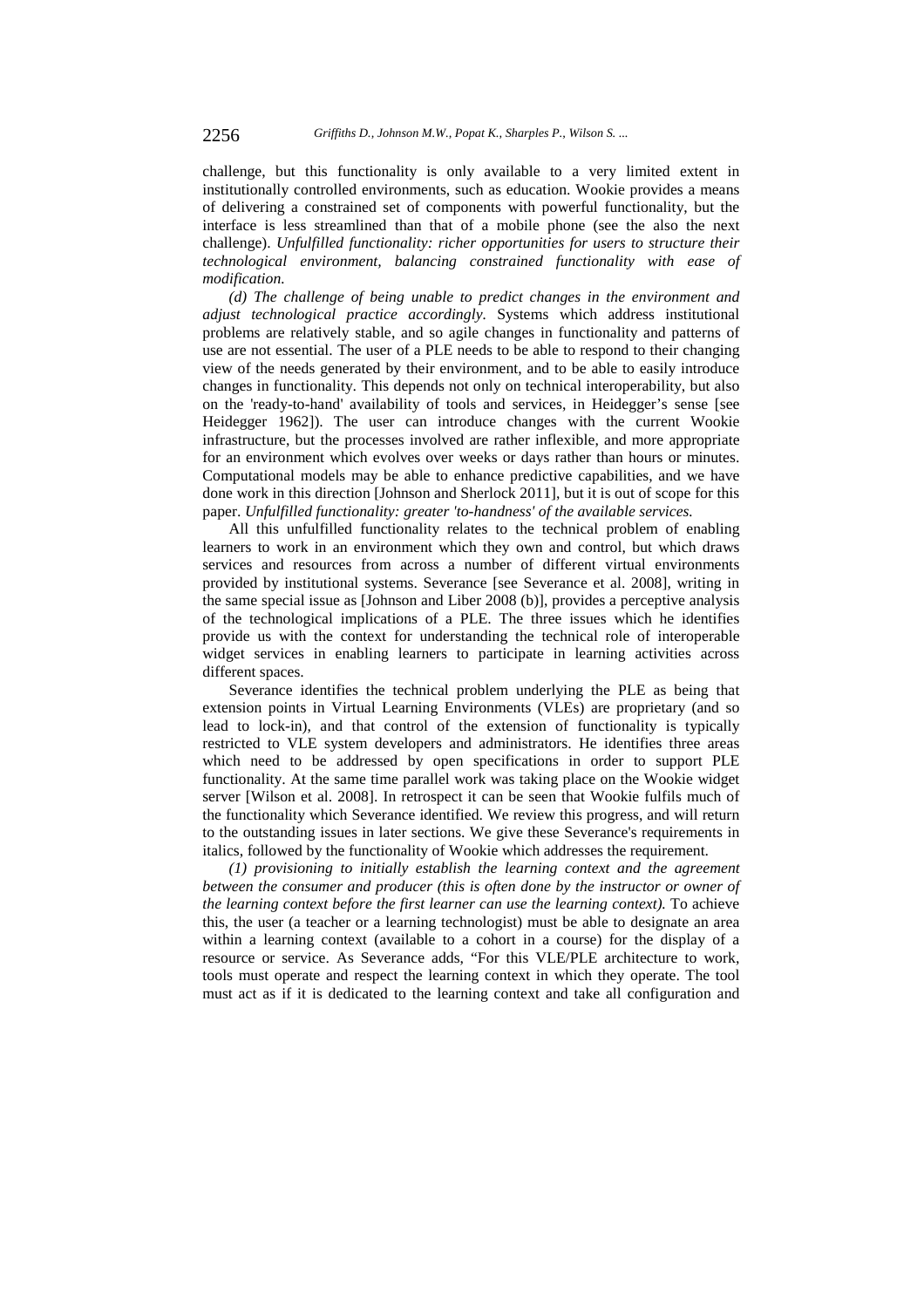challenge, but this functionality is only available to a very limited extent in institutionally controlled environments, such as education. Wookie provides a means of delivering a constrained set of components with powerful functionality, but the interface is less streamlined than that of a mobile phone (see the also the next challenge). *Unfulfilled functionality: richer opportunities for users to structure their technological environment, balancing constrained functionality with ease of modification.*

*(d) The challenge of being unable to predict changes in the environment and adjust technological practice accordingly.* Systems which address institutional problems are relatively stable, and so agile changes in functionality and patterns of use are not essential. The user of a PLE needs to be able to respond to their changing view of the needs generated by their environment, and to be able to easily introduce changes in functionality. This depends not only on technical interoperability, but also on the 'ready-to-hand' availability of tools and services, in Heidegger's sense [see Heidegger 1962]). The user can introduce changes with the current Wookie infrastructure, but the processes involved are rather inflexible, and more appropriate for an environment which evolves over weeks or days rather than hours or minutes. Computational models may be able to enhance predictive capabilities, and we have done work in this direction [Johnson and Sherlock 2011], but it is out of scope for this paper. *Unfulfilled functionality: greater 'to-handness' of the available services.*

All this unfulfilled functionality relates to the technical problem of enabling learners to work in an environment which they own and control, but which draws services and resources from across a number of different virtual environments provided by institutional systems. Severance [see Severance et al. 2008], writing in the same special issue as [Johnson and Liber 2008 (b)], provides a perceptive analysis of the technological implications of a PLE. The three issues which he identifies provide us with the context for understanding the technical role of interoperable widget services in enabling learners to participate in learning activities across different spaces.

Severance identifies the technical problem underlying the PLE as being that extension points in Virtual Learning Environments (VLEs) are proprietary (and so lead to lock-in), and that control of the extension of functionality is typically restricted to VLE system developers and administrators. He identifies three areas which need to be addressed by open specifications in order to support PLE functionality. At the same time parallel work was taking place on the Wookie widget server [Wilson et al. 2008]. In retrospect it can be seen that Wookie fulfils much of the functionality which Severance identified. We review this progress, and will return to the outstanding issues in later sections. We give these Severance's requirements in italics, followed by the functionality of Wookie which addresses the requirement.

*(1) provisioning to initially establish the learning context and the agreement between the consumer and producer (this is often done by the instructor or owner of the learning context before the first learner can use the learning context).* To achieve this, the user (a teacher or a learning technologist) must be able to designate an area within a learning context (available to a cohort in a course) for the display of a resource or service. As Severance adds, "For this VLE/PLE architecture to work, tools must operate and respect the learning context in which they operate. The tool must act as if it is dedicated to the learning context and take all configuration and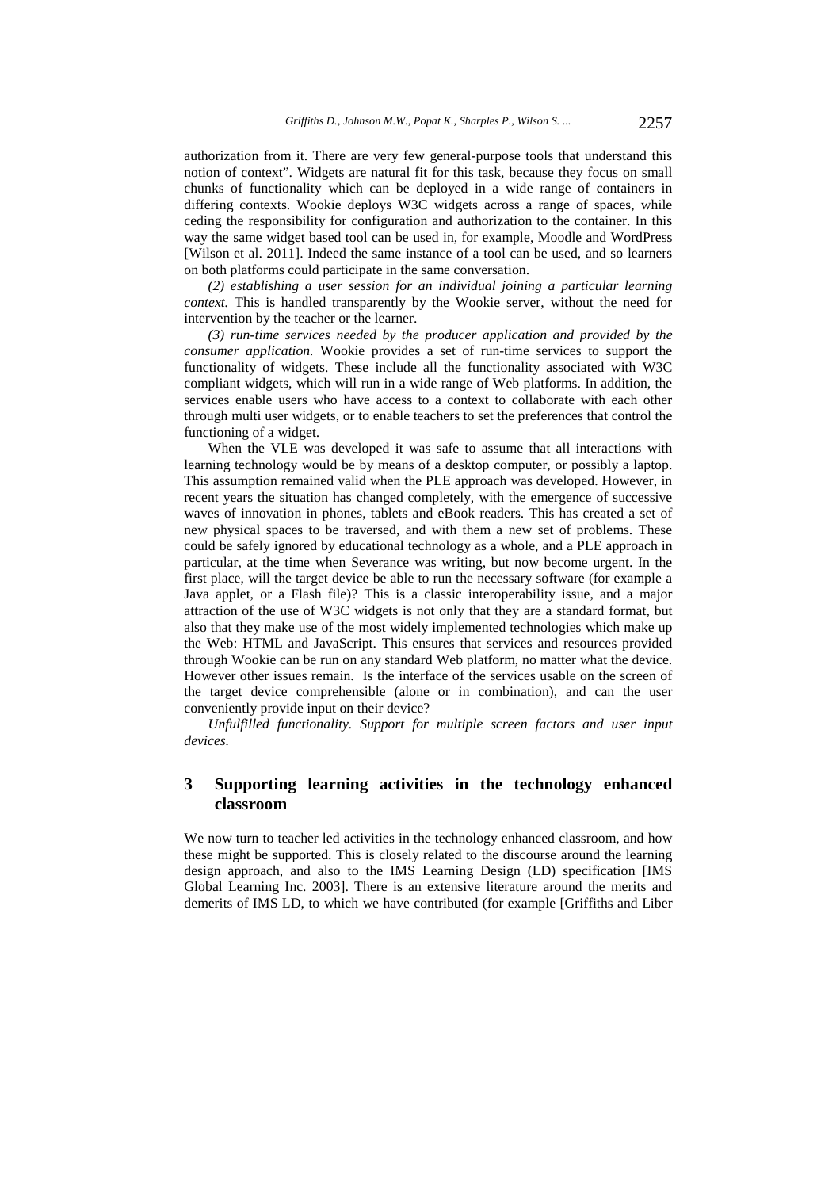authorization from it. There are very few general-purpose tools that understand this notion of context". Widgets are natural fit for this task, because they focus on small chunks of functionality which can be deployed in a wide range of containers in differing contexts. Wookie deploys W3C widgets across a range of spaces, while ceding the responsibility for configuration and authorization to the container. In this way the same widget based tool can be used in, for example, Moodle and WordPress [Wilson et al. 2011]. Indeed the same instance of a tool can be used, and so learners on both platforms could participate in the same conversation.

*(2) establishing a user session for an individual joining a particular learning context.* This is handled transparently by the Wookie server, without the need for intervention by the teacher or the learner.

*(3) run-time services needed by the producer application and provided by the consumer application.* Wookie provides a set of run-time services to support the functionality of widgets. These include all the functionality associated with W3C compliant widgets, which will run in a wide range of Web platforms. In addition, the services enable users who have access to a context to collaborate with each other through multi user widgets, or to enable teachers to set the preferences that control the functioning of a widget.

When the VLE was developed it was safe to assume that all interactions with learning technology would be by means of a desktop computer, or possibly a laptop. This assumption remained valid when the PLE approach was developed. However, in recent years the situation has changed completely, with the emergence of successive waves of innovation in phones, tablets and eBook readers. This has created a set of new physical spaces to be traversed, and with them a new set of problems. These could be safely ignored by educational technology as a whole, and a PLE approach in particular, at the time when Severance was writing, but now become urgent. In the first place, will the target device be able to run the necessary software (for example a Java applet, or a Flash file)? This is a classic interoperability issue, and a major attraction of the use of W3C widgets is not only that they are a standard format, but also that they make use of the most widely implemented technologies which make up the Web: HTML and JavaScript. This ensures that services and resources provided through Wookie can be run on any standard Web platform, no matter what the device. However other issues remain. Is the interface of the services usable on the screen of the target device comprehensible (alone or in combination), and can the user conveniently provide input on their device?

*Unfulfilled functionality. Support for multiple screen factors and user input devices.*

## 3 Supporting learning activities in the technology enhanced classroom

We now turn to teacher led activities in the technology enhanced classroom, and how these might be supported. This is closely related to the discourse around the learning design approach, and also to the IMS Learning Design (LD) specification [IMS Global Learning Inc. 2003]. There is an extensive literature around the merits and demerits of IMS LD, to which we have contributed (for example [Griffiths and Liber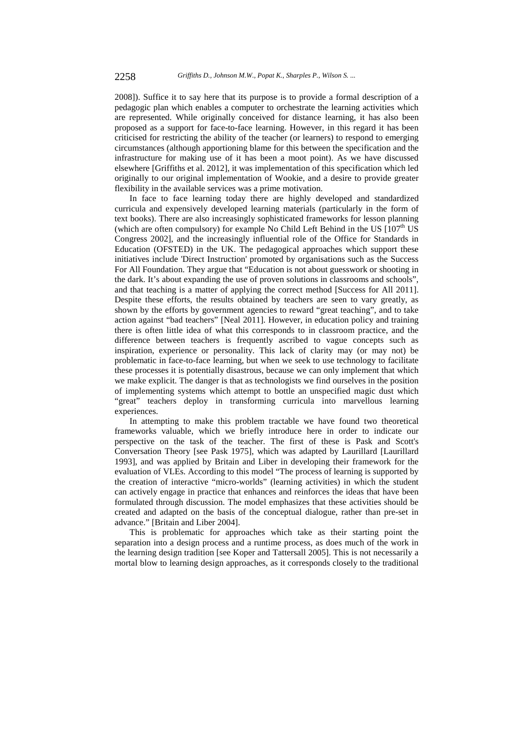2008]). Suffice it to say here that its purpose is to provide a formal description of a pedagogic plan which enables a computer to orchestrate the learning activities which are represented. While originally conceived for distance learning, it has also been proposed as a support for face-to-face learning. However, in this regard it has been criticised for restricting the ability of the teacher (or learners) to respond to emerging circumstances (although apportioning blame for this between the specification and the infrastructure for making use of it has been a moot point). As we have discussed elsewhere [Griffiths et al. 2012], it was implementation of this specification which led originally to our original implementation of Wookie, and a desire to provide greater flexibility in the available services was a prime motivation.

In face to face learning today there are highly developed and standardized curricula and expensively developed learning materials (particularly in the form of text books). There are also increasingly sophisticated frameworks for lesson planning (which are often compulsory) for example No Child Left Behind in the US [107th US Congress 2002], and the increasingly influential role of the Office for Standards in Education (OFSTED) in the UK. The pedagogical approaches which support these initiatives include 'Direct Instruction' promoted by organisations such as the Success For All Foundation. They argue that "Education is not about guesswork or shooting in the dark. It's about expanding the use of proven solutions in classrooms and schools", and that teaching is a matter of applying the correct method [Success for All 2011]. Despite these efforts, the results obtained by teachers are seen to vary greatly, as shown by the efforts by government agencies to reward "great teaching", and to take action against "bad teachers" [Neal 2011]. However, in education policy and training there is often little idea of what this corresponds to in classroom practice, and the difference between teachers is frequently ascribed to vague concepts such as inspiration, experience or personality. This lack of clarity may (or may not) be problematic in face-to-face learning, but when we seek to use technology to facilitate these processes it is potentially disastrous, because we can only implement that which we make explicit. The danger is that as technologists we find ourselves in the position of implementing systems which attempt to bottle an unspecified magic dust which "great" teachers deploy in transforming curricula into marvellous learning experiences.

In attempting to make this problem tractable we have found two theoretical frameworks valuable, which we briefly introduce here in order to indicate our perspective on the task of the teacher. The first of these is Pask and Scott's Conversation Theory [see Pask 1975], which was adapted by Laurillard [Laurillard 1993], and was applied by Britain and Liber in developing their framework for the evaluation of VLEs. According to this model "The process of learning is supported by the creation of interactive "micro-worlds" (learning activities) in which the student can actively engage in practice that enhances and reinforces the ideas that have been formulated through discussion. The model emphasizes that these activities should be created and adapted on the basis of the conceptual dialogue, rather than pre-set in advance." [Britain and Liber 2004].

This is problematic for approaches which take as their starting point the separation into a design process and a runtime process, as does much of the work in the learning design tradition [see Koper and Tattersall 2005]. This is not necessarily a mortal blow to learning design approaches, as it corresponds closely to the traditional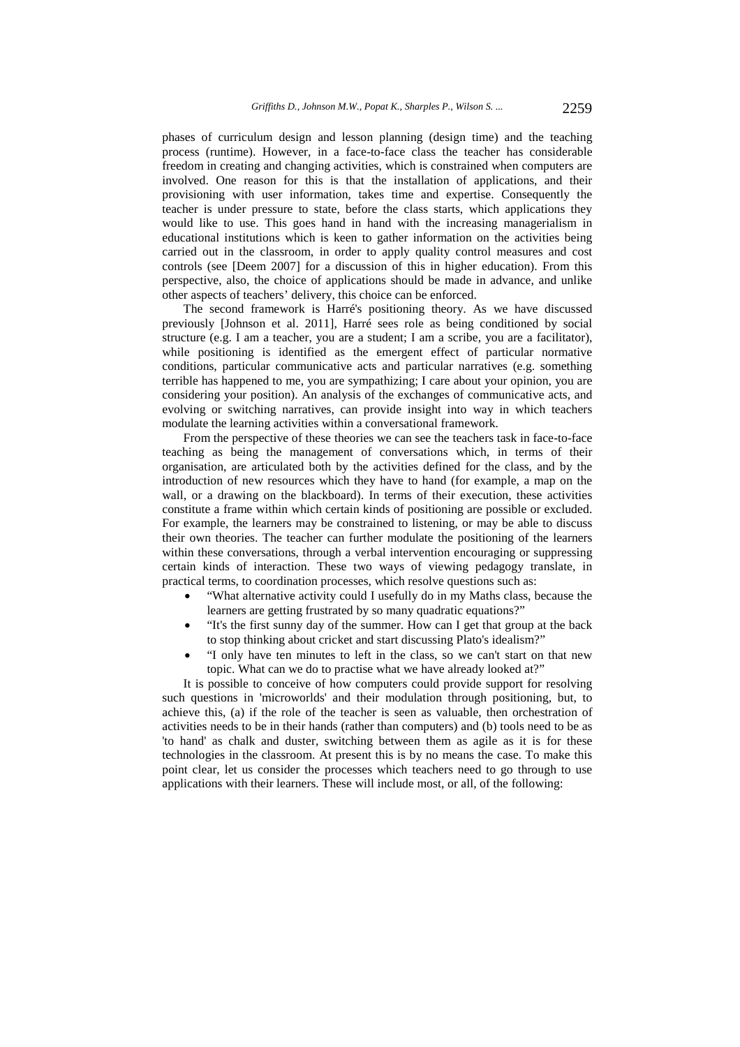phases of curriculum design and lesson planning (design time) and the teaching process (runtime). However, in a face-to-face class the teacher has considerable freedom in creating and changing activities, which is constrained when computers are involved. One reason for this is that the installation of applications, and their provisioning with user information, takes time and expertise. Consequently the teacher is under pressure to state, before the class starts, which applications they would like to use. This goes hand in hand with the increasing managerialism in educational institutions which is keen to gather information on the activities being carried out in the classroom, in order to apply quality control measures and cost controls (see [Deem 2007] for a discussion of this in higher education). From this perspective, also, the choice of applications should be made in advance, and unlike other aspects of teachers' delivery, this choice can be enforced.

The second framework is Harré's positioning theory. As we have discussed previously [Johnson et al. 2011], Harré sees role as being conditioned by social structure (e.g. I am a teacher, you are a student; I am a scribe, you are a facilitator), while positioning is identified as the emergent effect of particular normative conditions, particular communicative acts and particular narratives (e.g. something terrible has happened to me, you are sympathizing; I care about your opinion, you are considering your position). An analysis of the exchanges of communicative acts, and evolving or switching narratives, can provide insight into way in which teachers modulate the learning activities within a conversational framework.

From the perspective of these theories we can see the teachers task in face-to-face teaching as being the management of conversations which, in terms of their organisation, are articulated both by the activities defined for the class, and by the introduction of new resources which they have to hand (for example, a map on the wall, or a drawing on the blackboard). In terms of their execution, these activities constitute a frame within which certain kinds of positioning are possible or excluded. For example, the learners may be constrained to listening, or may be able to discuss their own theories. The teacher can further modulate the positioning of the learners within these conversations, through a verbal intervention encouraging or suppressing certain kinds of interaction. These two ways of viewing pedagogy translate, in practical terms, to coordination processes, which resolve questions such as:

- "What alternative activity could I usefully do in my Maths class, because the learners are getting frustrated by so many quadratic equations?"
- "It's the first sunny day of the summer. How can I get that group at the back to stop thinking about cricket and start discussing Plato's idealism?"
- "I only have ten minutes to left in the class, so we can't start on that new topic. What can we do to practise what we have already looked at?"

It is possible to conceive of how computers could provide support for resolving such questions in 'microworlds' and their modulation through positioning, but, to achieve this, (a) if the role of the teacher is seen as valuable, then orchestration of activities needs to be in their hands (rather than computers) and (b) tools need to be as 'to hand' as chalk and duster, switching between them as agile as it is for these technologies in the classroom. At present this is by no means the case. To make this point clear, let us consider the processes which teachers need to go through to use applications with their learners. These will include most, or all, of the following: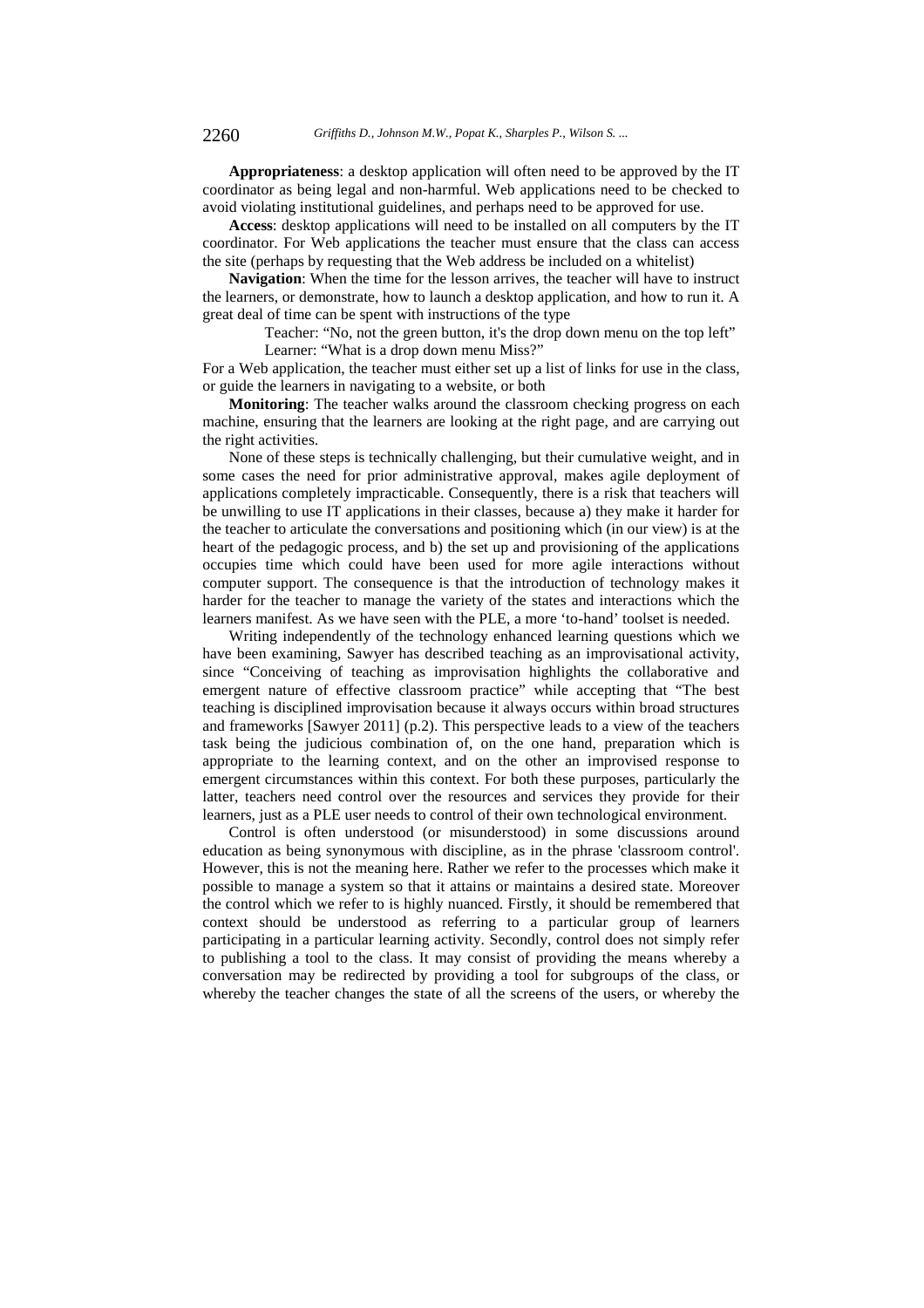**Appropriateness**: a desktop application will often need to be approved by the IT coordinator as being legal and non-harmful. Web applications need to be checked to avoid violating institutional guidelines, and perhaps need to be approved for use.

**Access**: desktop applications will need to be installed on all computers by the IT coordinator. For Web applications the teacher must ensure that the class can access the site (perhaps by requesting that the Web address be included on a whitelist)

**Navigation**: When the time for the lesson arrives, the teacher will have to instruct the learners, or demonstrate, how to launch a desktop application, and how to run it. A great deal of time can be spent with instructions of the type

> Teacher: “No, not the green button, it's the drop down menu on the top left”
> Learner: “What is a drop down menu Miss?”

For a Web application, the teacher must either set up a list of links for use in the class, or guide the learners in navigating to a website, or both

**Monitoring**: The teacher walks around the classroom checking progress on each machine, ensuring that the learners are looking at the right page, and are carrying out the right activities.

None of these steps is technically challenging, but their cumulative weight, and in some cases the need for prior administrative approval, makes agile deployment of applications completely impracticable. Consequently, there is a risk that teachers will be unwilling to use IT applications in their classes, because a) they make it harder for the teacher to articulate the conversations and positioning which (in our view) is at the heart of the pedagogic process, and b) the set up and provisioning of the applications occupies time which could have been used for more agile interactions without computer support. The consequence is that the introduction of technology makes it harder for the teacher to manage the variety of the states and interactions which the learners manifest. As we have seen with the PLE, a more ‘to-hand’ toolset is needed.

Writing independently of the technology enhanced learning questions which we have been examining, Sawyer has described teaching as an improvisational activity, since “Conceiving of teaching as improvisation highlights the collaborative and emergent nature of effective classroom practice” while accepting that “The best teaching is disciplined improvisation because it always occurs within broad structures and frameworks [Sawyer 2011] (p.2). This perspective leads to a view of the teachers task being the judicious combination of, on the one hand, preparation which is appropriate to the learning context, and on the other an improvised response to emergent circumstances within this context. For both these purposes, particularly the latter, teachers need control over the resources and services they provide for their learners, just as a PLE user needs to control of their own technological environment.

Control is often understood (or misunderstood) in some discussions around education as being synonymous with discipline, as in the phrase 'classroom control'. However, this is not the meaning here. Rather we refer to the processes which make it possible to manage a system so that it attains or maintains a desired state. Moreover the control which we refer to is highly nuanced. Firstly, it should be remembered that context should be understood as referring to a particular group of learners participating in a particular learning activity. Secondly, control does not simply refer to publishing a tool to the class. It may consist of providing the means whereby a conversation may be redirected by providing a tool for subgroups of the class, or whereby the teacher changes the state of all the screens of the users, or whereby the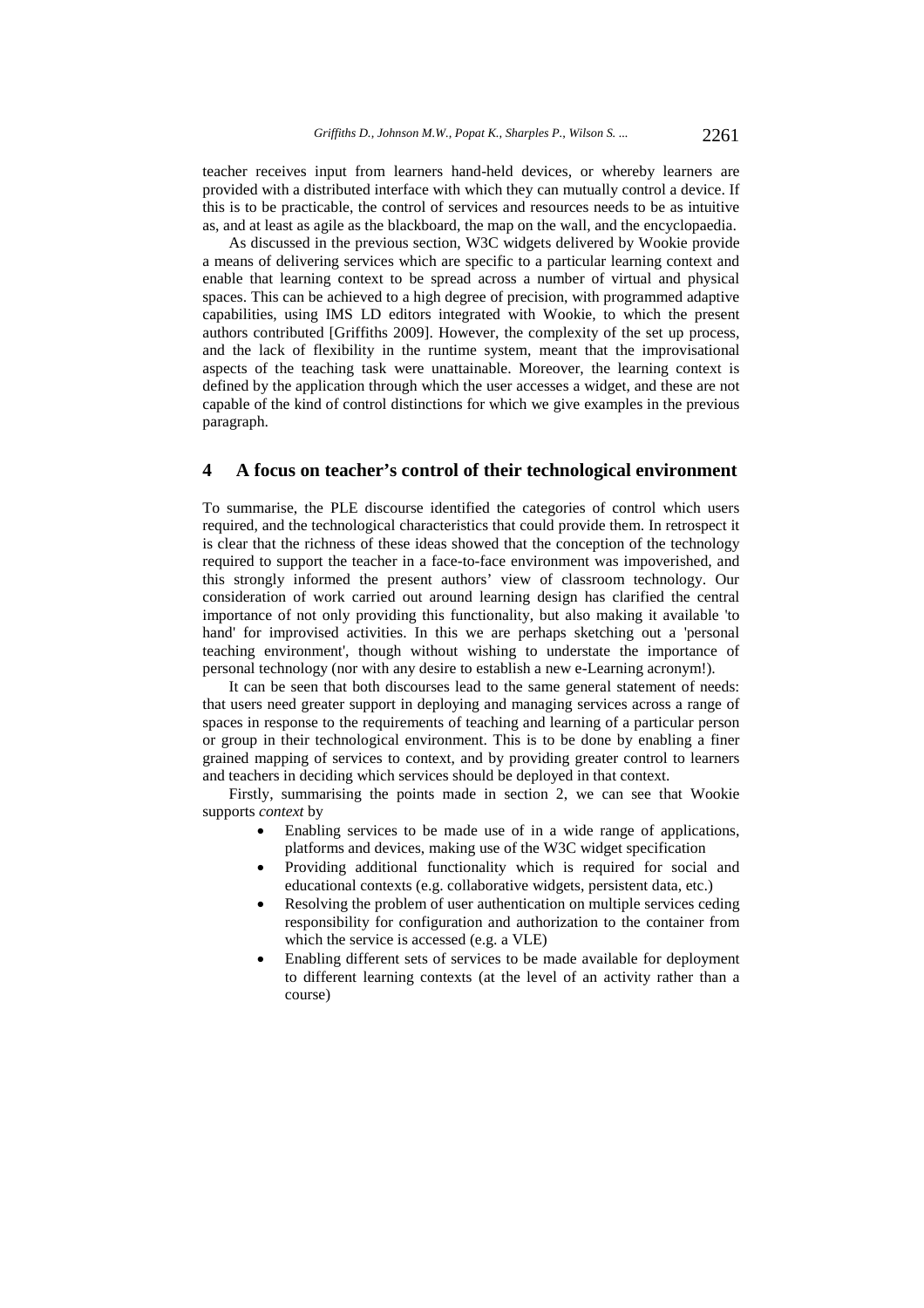teacher receives input from learners hand-held devices, or whereby learners are provided with a distributed interface with which they can mutually control a device. If this is to be practicable, the control of services and resources needs to be as intuitive as, and at least as agile as the blackboard, the map on the wall, and the encyclopaedia.

As discussed in the previous section, W3C widgets delivered by Wookie provide a means of delivering services which are specific to a particular learning context and enable that learning context to be spread across a number of virtual and physical spaces. This can be achieved to a high degree of precision, with programmed adaptive capabilities, using IMS LD editors integrated with Wookie, to which the present authors contributed [Griffiths 2009]. However, the complexity of the set up process, and the lack of flexibility in the runtime system, meant that the improvisational aspects of the teaching task were unattainable. Moreover, the learning context is defined by the application through which the user accesses a widget, and these are not capable of the kind of control distinctions for which we give examples in the previous paragraph.

## 4 A focus on teacher's control of their technological environment

To summarise, the PLE discourse identified the categories of control which users required, and the technological characteristics that could provide them. In retrospect it is clear that the richness of these ideas showed that the conception of the technology required to support the teacher in a face-to-face environment was impoverished, and this strongly informed the present authors' view of classroom technology. Our consideration of work carried out around learning design has clarified the central importance of not only providing this functionality, but also making it available 'to hand' for improvised activities. In this we are perhaps sketching out a 'personal teaching environment', though without wishing to understate the importance of personal technology (nor with any desire to establish a new e-Learning acronym!).

It can be seen that both discourses lead to the same general statement of needs: that users need greater support in deploying and managing services across a range of spaces in response to the requirements of teaching and learning of a particular person or group in their technological environment. This is to be done by enabling a finer grained mapping of services to context, and by providing greater control to learners and teachers in deciding which services should be deployed in that context.

Firstly, summarising the points made in section 2, we can see that Wookie supports *context* by

- Enabling services to be made use of in a wide range of applications, platforms and devices, making use of the W3C widget specification
- Providing additional functionality which is required for social and educational contexts (e.g. collaborative widgets, persistent data, etc.)
- Resolving the problem of user authentication on multiple services ceding responsibility for configuration and authorization to the container from which the service is accessed (e.g. a VLE)
- Enabling different sets of services to be made available for deployment to different learning contexts (at the level of an activity rather than a course)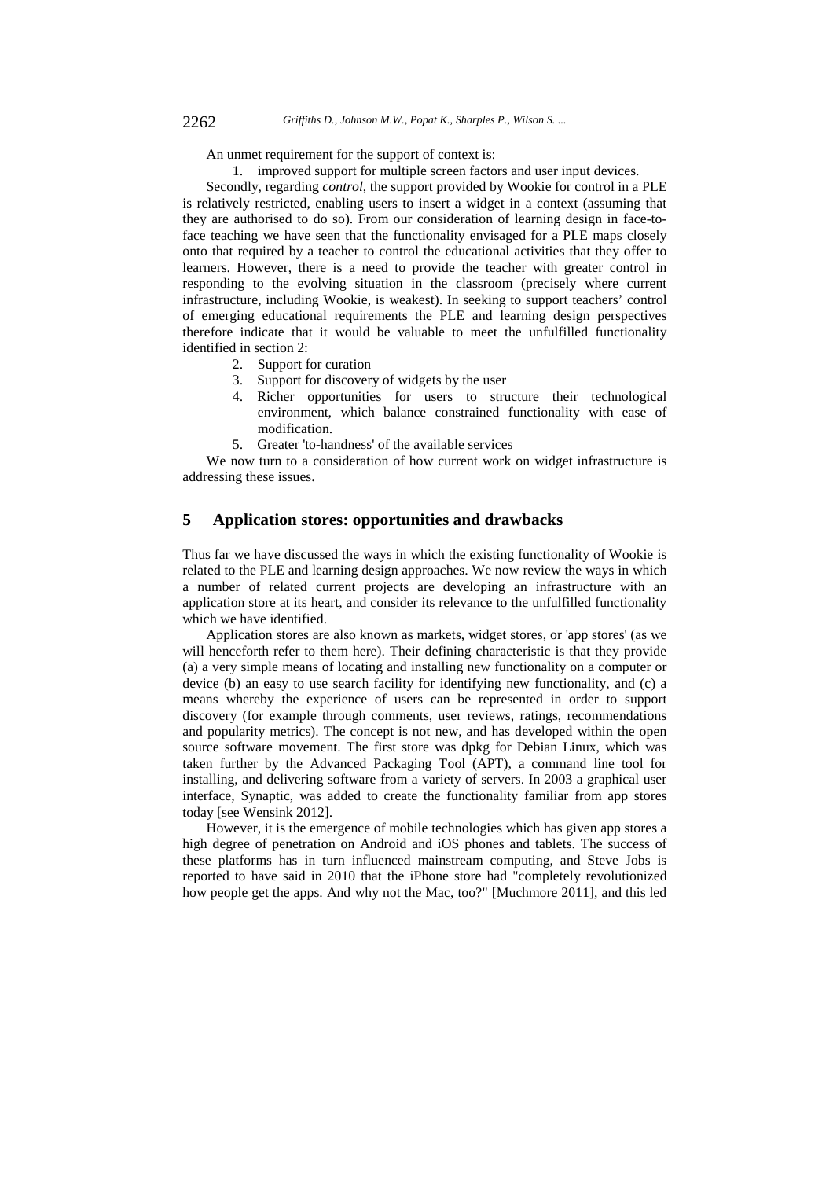An unmet requirement for the support of context is:

1. improved support for multiple screen factors and user input devices.

Secondly, regarding *control*, the support provided by Wookie for control in a PLE is relatively restricted, enabling users to insert a widget in a context (assuming that they are authorised to do so). From our consideration of learning design in face-to-face teaching we have seen that the functionality envisaged for a PLE maps closely onto that required by a teacher to control the educational activities that they offer to learners. However, there is a need to provide the teacher with greater control in responding to the evolving situation in the classroom (precisely where current infrastructure, including Wookie, is weakest). In seeking to support teachers' control of emerging educational requirements the PLE and learning design perspectives therefore indicate that it would be valuable to meet the unfulfilled functionality identified in section 2:

2. Support for curation
3. Support for discovery of widgets by the user
4. Richer opportunities for users to structure their technological environment, which balance constrained functionality with ease of modification.
5. Greater 'to-handness' of the available services

We now turn to a consideration of how current work on widget infrastructure is addressing these issues.

## 5 Application stores: opportunities and drawbacks

Thus far we have discussed the ways in which the existing functionality of Wookie is related to the PLE and learning design approaches. We now review the ways in which a number of related current projects are developing an infrastructure with an application store at its heart, and consider its relevance to the unfulfilled functionality which we have identified.

Application stores are also known as markets, widget stores, or 'app stores' (as we will henceforth refer to them here). Their defining characteristic is that they provide (a) a very simple means of locating and installing new functionality on a computer or device (b) an easy to use search facility for identifying new functionality, and (c) a means whereby the experience of users can be represented in order to support discovery (for example through comments, user reviews, ratings, recommendations and popularity metrics). The concept is not new, and has developed within the open source software movement. The first store was dpkg for Debian Linux, which was taken further by the Advanced Packaging Tool (APT), a command line tool for installing, and delivering software from a variety of servers. In 2003 a graphical user interface, Synaptic, was added to create the functionality familiar from app stores today [see Wensink 2012].

However, it is the emergence of mobile technologies which has given app stores a high degree of penetration on Android and iOS phones and tablets. The success of these platforms has in turn influenced mainstream computing, and Steve Jobs is reported to have said in 2010 that the iPhone store had "completely revolutionized how people get the apps. And why not the Mac, too?" [Muchmore 2011], and this led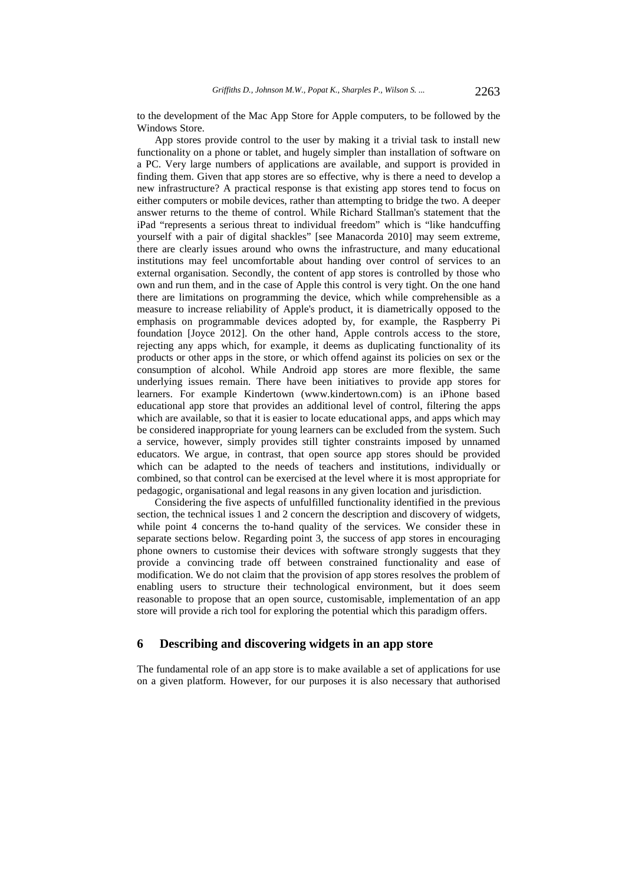to the development of the Mac App Store for Apple computers, to be followed by the Windows Store.

App stores provide control to the user by making it a trivial task to install new functionality on a phone or tablet, and hugely simpler than installation of software on a PC. Very large numbers of applications are available, and support is provided in finding them. Given that app stores are so effective, why is there a need to develop a new infrastructure? A practical response is that existing app stores tend to focus on either computers or mobile devices, rather than attempting to bridge the two. A deeper answer returns to the theme of control. While Richard Stallman's statement that the iPad "represents a serious threat to individual freedom" which is "like handcuffing yourself with a pair of digital shackles" [see Manacorda 2010] may seem extreme, there are clearly issues around who owns the infrastructure, and many educational institutions may feel uncomfortable about handing over control of services to an external organisation. Secondly, the content of app stores is controlled by those who own and run them, and in the case of Apple this control is very tight. On the one hand there are limitations on programming the device, which while comprehensible as a measure to increase reliability of Apple's product, it is diametrically opposed to the emphasis on programmable devices adopted by, for example, the Raspberry Pi foundation [Joyce 2012]. On the other hand, Apple controls access to the store, rejecting any apps which, for example, it deems as duplicating functionality of its products or other apps in the store, or which offend against its policies on sex or the consumption of alcohol. While Android app stores are more flexible, the same underlying issues remain. There have been initiatives to provide app stores for learners. For example Kindertown (www.kindertown.com) is an iPhone based educational app store that provides an additional level of control, filtering the apps which are available, so that it is easier to locate educational apps, and apps which may be considered inappropriate for young learners can be excluded from the system. Such a service, however, simply provides still tighter constraints imposed by unnamed educators. We argue, in contrast, that open source app stores should be provided which can be adapted to the needs of teachers and institutions, individually or combined, so that control can be exercised at the level where it is most appropriate for pedagogic, organisational and legal reasons in any given location and jurisdiction.

Considering the five aspects of unfulfilled functionality identified in the previous section, the technical issues 1 and 2 concern the description and discovery of widgets, while point 4 concerns the to-hand quality of the services. We consider these in separate sections below. Regarding point 3, the success of app stores in encouraging phone owners to customise their devices with software strongly suggests that they provide a convincing trade off between constrained functionality and ease of modification. We do not claim that the provision of app stores resolves the problem of enabling users to structure their technological environment, but it does seem reasonable to propose that an open source, customisable, implementation of an app store will provide a rich tool for exploring the potential which this paradigm offers.

## 6 Describing and discovering widgets in an app store

The fundamental role of an app store is to make available a set of applications for use on a given platform. However, for our purposes it is also necessary that authorised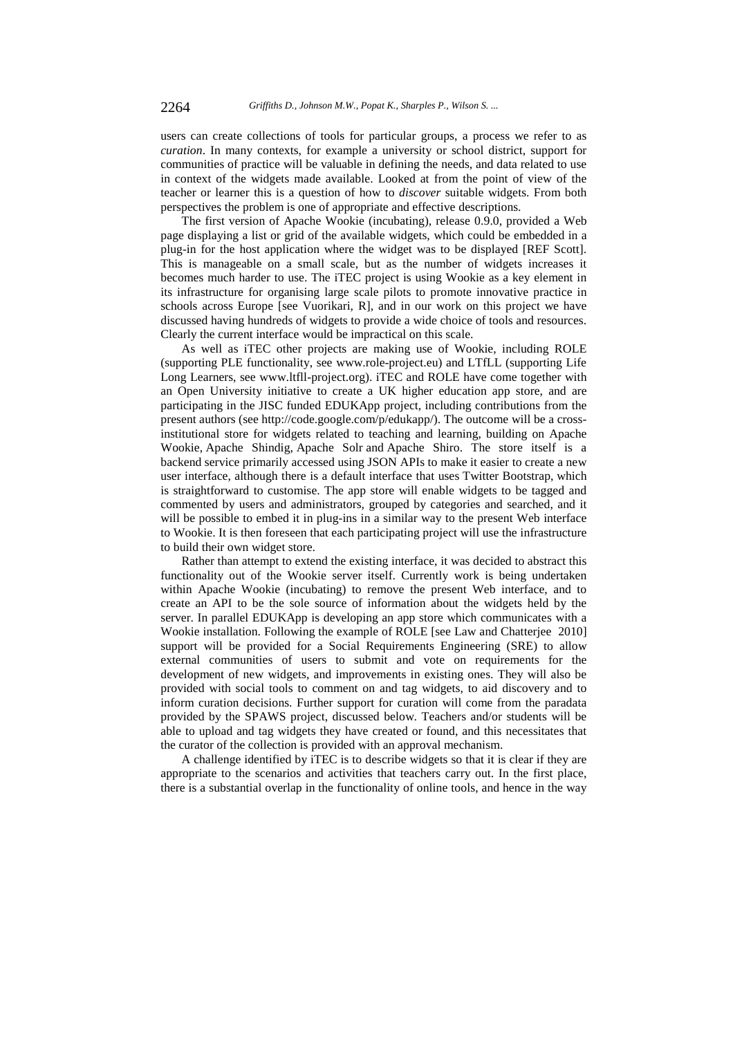users can create collections of tools for particular groups, a process we refer to as *curation*. In many contexts, for example a university or school district, support for communities of practice will be valuable in defining the needs, and data related to use in context of the widgets made available. Looked at from the point of view of the teacher or learner this is a question of how to *discover* suitable widgets. From both perspectives the problem is one of appropriate and effective descriptions.

The first version of Apache Wookie (incubating), release 0.9.0, provided a Web page displaying a list or grid of the available widgets, which could be embedded in a plug-in for the host application where the widget was to be displayed [REF Scott]. This is manageable on a small scale, but as the number of widgets increases it becomes much harder to use. The iTEC project is using Wookie as a key element in its infrastructure for organising large scale pilots to promote innovative practice in schools across Europe [see Vuorikari, R], and in our work on this project we have discussed having hundreds of widgets to provide a wide choice of tools and resources. Clearly the current interface would be impractical on this scale.

As well as iTEC other projects are making use of Wookie, including ROLE (supporting PLE functionality, see www.role-project.eu) and LTfLL (supporting Life Long Learners, see www.ltfll-project.org). iTEC and ROLE have come together with an Open University initiative to create a UK higher education app store, and are participating in the JISC funded EDUKApp project, including contributions from the present authors (see http://code.google.com/p/edukapp/). The outcome will be a cross-institutional store for widgets related to teaching and learning, building on Apache Wookie, Apache Shindig, Apache Solr and Apache Shiro. The store itself is a backend service primarily accessed using JSON APIs to make it easier to create a new user interface, although there is a default interface that uses Twitter Bootstrap, which is straightforward to customise. The app store will enable widgets to be tagged and commented by users and administrators, grouped by categories and searched, and it will be possible to embed it in plug-ins in a similar way to the present Web interface to Wookie. It is then foreseen that each participating project will use the infrastructure to build their own widget store.

Rather than attempt to extend the existing interface, it was decided to abstract this functionality out of the Wookie server itself. Currently work is being undertaken within Apache Wookie (incubating) to remove the present Web interface, and to create an API to be the sole source of information about the widgets held by the server. In parallel EDUKApp is developing an app store which communicates with a Wookie installation. Following the example of ROLE [see Law and Chatterjee 2010] support will be provided for a Social Requirements Engineering (SRE) to allow external communities of users to submit and vote on requirements for the development of new widgets, and improvements in existing ones. They will also be provided with social tools to comment on and tag widgets, to aid discovery and to inform curation decisions. Further support for curation will come from the paradata provided by the SPAWS project, discussed below. Teachers and/or students will be able to upload and tag widgets they have created or found, and this necessitates that the curator of the collection is provided with an approval mechanism.

A challenge identified by iTEC is to describe widgets so that it is clear if they are appropriate to the scenarios and activities that teachers carry out. In the first place, there is a substantial overlap in the functionality of online tools, and hence in the way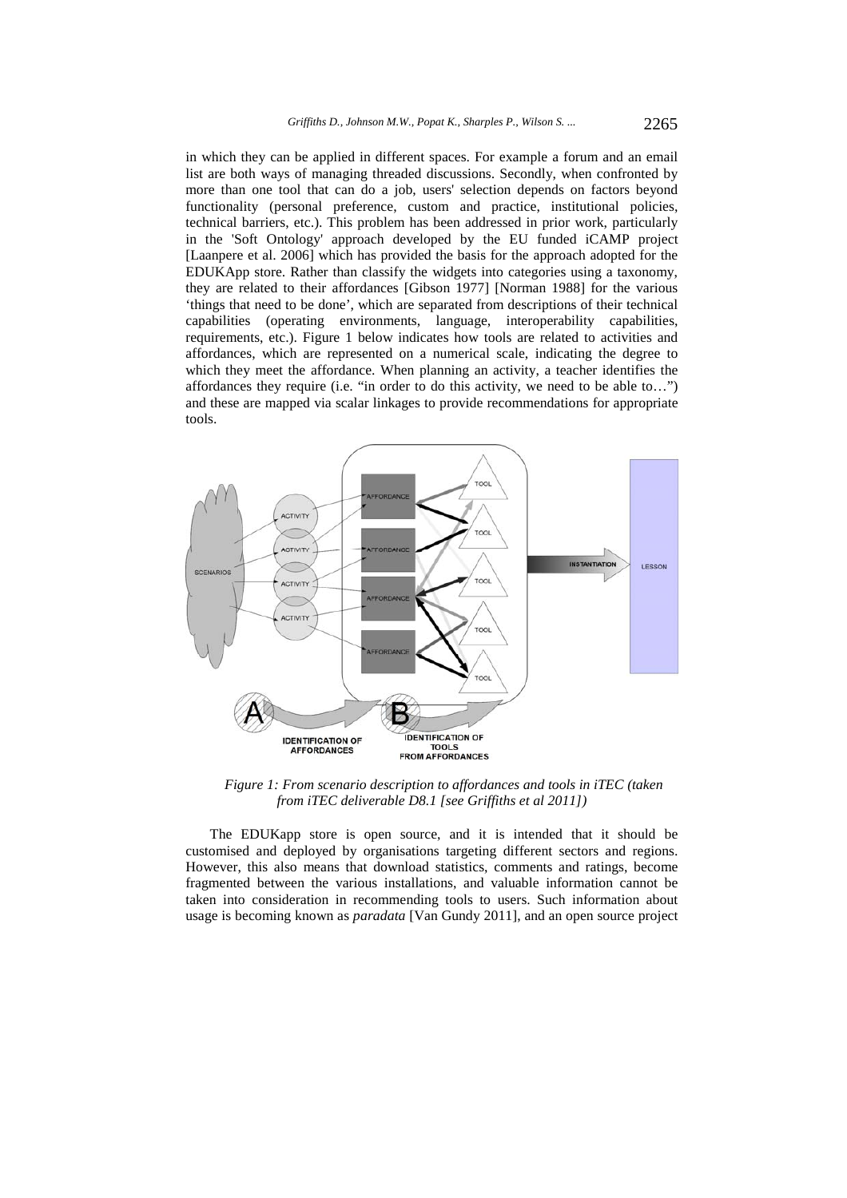in which they can be applied in different spaces. For example a forum and an email list are both ways of managing threaded discussions. Secondly, when confronted by more than one tool that can do a job, users' selection depends on factors beyond functionality (personal preference, custom and practice, institutional policies, technical barriers, etc.). This problem has been addressed in prior work, particularly in the 'Soft Ontology' approach developed by the EU funded iCAMP project [Laanpere et al. 2006] which has provided the basis for the approach adopted for the EDUKApp store. Rather than classify the widgets into categories using a taxonomy, they are related to their affordances [Gibson 1977] [Norman 1988] for the various 'things that need to be done', which are separated from descriptions of their technical capabilities (operating environments, language, interoperability capabilities, requirements, etc.). Figure 1 below indicates how tools are related to activities and affordances, which are represented on a numerical scale, indicating the degree to which they meet the affordance. When planning an activity, a teacher identifies the affordances they require (i.e. "in order to do this activity, we need to be able to…") and these are mapped via scalar linkages to provide recommendations for appropriate tools.

*Figure 1: From scenario description to affordances and tools in iTEC (taken from iTEC deliverable D8.1 [see Griffiths et al 2011])*

The EDUKapp store is open source, and it is intended that it should be customised and deployed by organisations targeting different sectors and regions. However, this also means that download statistics, comments and ratings, become fragmented between the various installations, and valuable information cannot be taken into consideration in recommending tools to users. Such information about usage is becoming known as *paradata* [Van Gundy 2011], and an open source project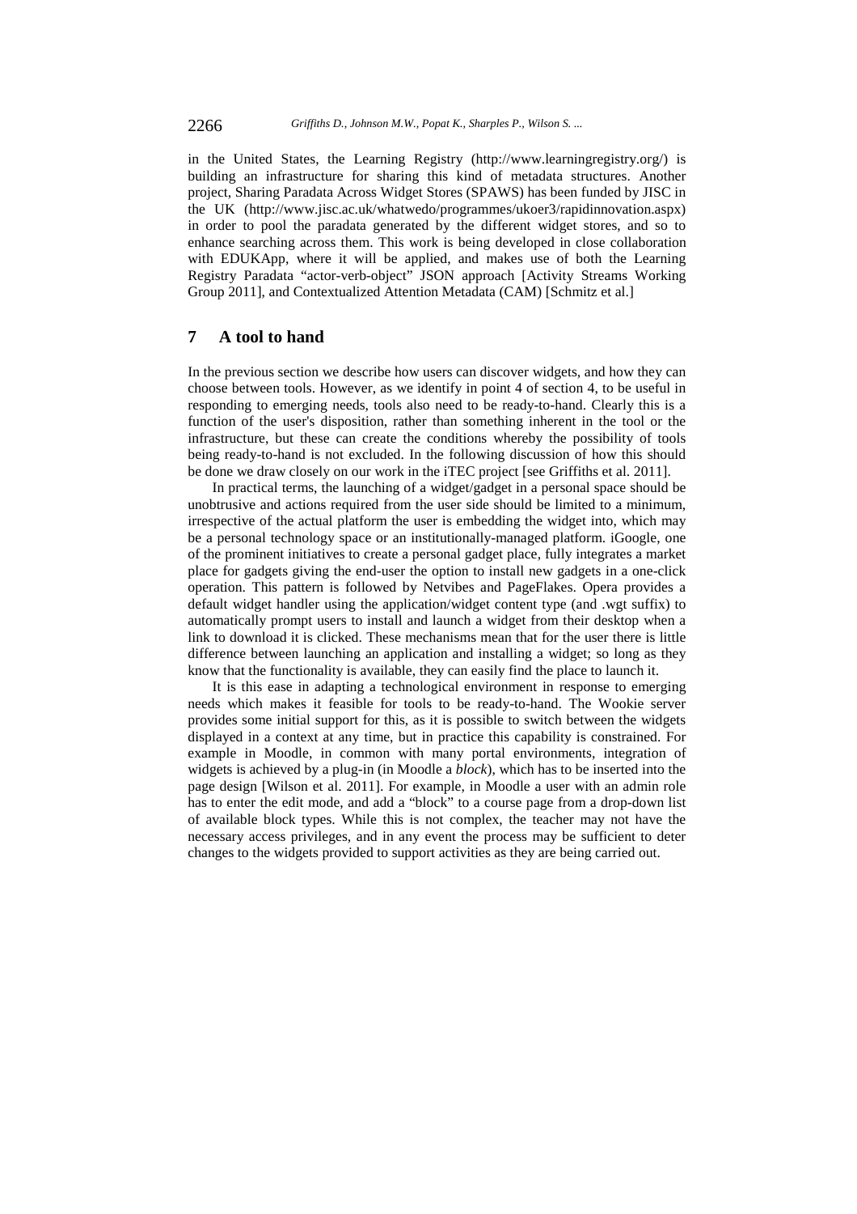in the United States, the Learning Registry (http://www.learningregistry.org/) is building an infrastructure for sharing this kind of metadata structures. Another project, Sharing Paradata Across Widget Stores (SPAWS) has been funded by JISC in the UK (http://www.jisc.ac.uk/whatwedo/programmes/ukoer3/rapidinnovation.aspx) in order to pool the paradata generated by the different widget stores, and so to enhance searching across them. This work is being developed in close collaboration with EDUKApp, where it will be applied, and makes use of both the Learning Registry Paradata "actor-verb-object" JSON approach [Activity Streams Working Group 2011], and Contextualized Attention Metadata (CAM) [Schmitz et al.]

## 7 A tool to hand

In the previous section we describe how users can discover widgets, and how they can choose between tools. However, as we identify in point 4 of section 4, to be useful in responding to emerging needs, tools also need to be ready-to-hand. Clearly this is a function of the user's disposition, rather than something inherent in the tool or the infrastructure, but these can create the conditions whereby the possibility of tools being ready-to-hand is not excluded. In the following discussion of how this should be done we draw closely on our work in the iTEC project [see Griffiths et al. 2011].

In practical terms, the launching of a widget/gadget in a personal space should be unobtrusive and actions required from the user side should be limited to a minimum, irrespective of the actual platform the user is embedding the widget into, which may be a personal technology space or an institutionally-managed platform. iGoogle, one of the prominent initiatives to create a personal gadget place, fully integrates a market place for gadgets giving the end-user the option to install new gadgets in a one-click operation. This pattern is followed by Netvibes and PageFlakes. Opera provides a default widget handler using the application/widget content type (and .wgt suffix) to automatically prompt users to install and launch a widget from their desktop when a link to download it is clicked. These mechanisms mean that for the user there is little difference between launching an application and installing a widget; so long as they know that the functionality is available, they can easily find the place to launch it.

It is this ease in adapting a technological environment in response to emerging needs which makes it feasible for tools to be ready-to-hand. The Wookie server provides some initial support for this, as it is possible to switch between the widgets displayed in a context at any time, but in practice this capability is constrained. For example in Moodle, in common with many portal environments, integration of widgets is achieved by a plug-in (in Moodle a *block*), which has to be inserted into the page design [Wilson et al. 2011]. For example, in Moodle a user with an admin role has to enter the edit mode, and add a "block" to a course page from a drop-down list of available block types. While this is not complex, the teacher may not have the necessary access privileges, and in any event the process may be sufficient to deter changes to the widgets provided to support activities as they are being carried out.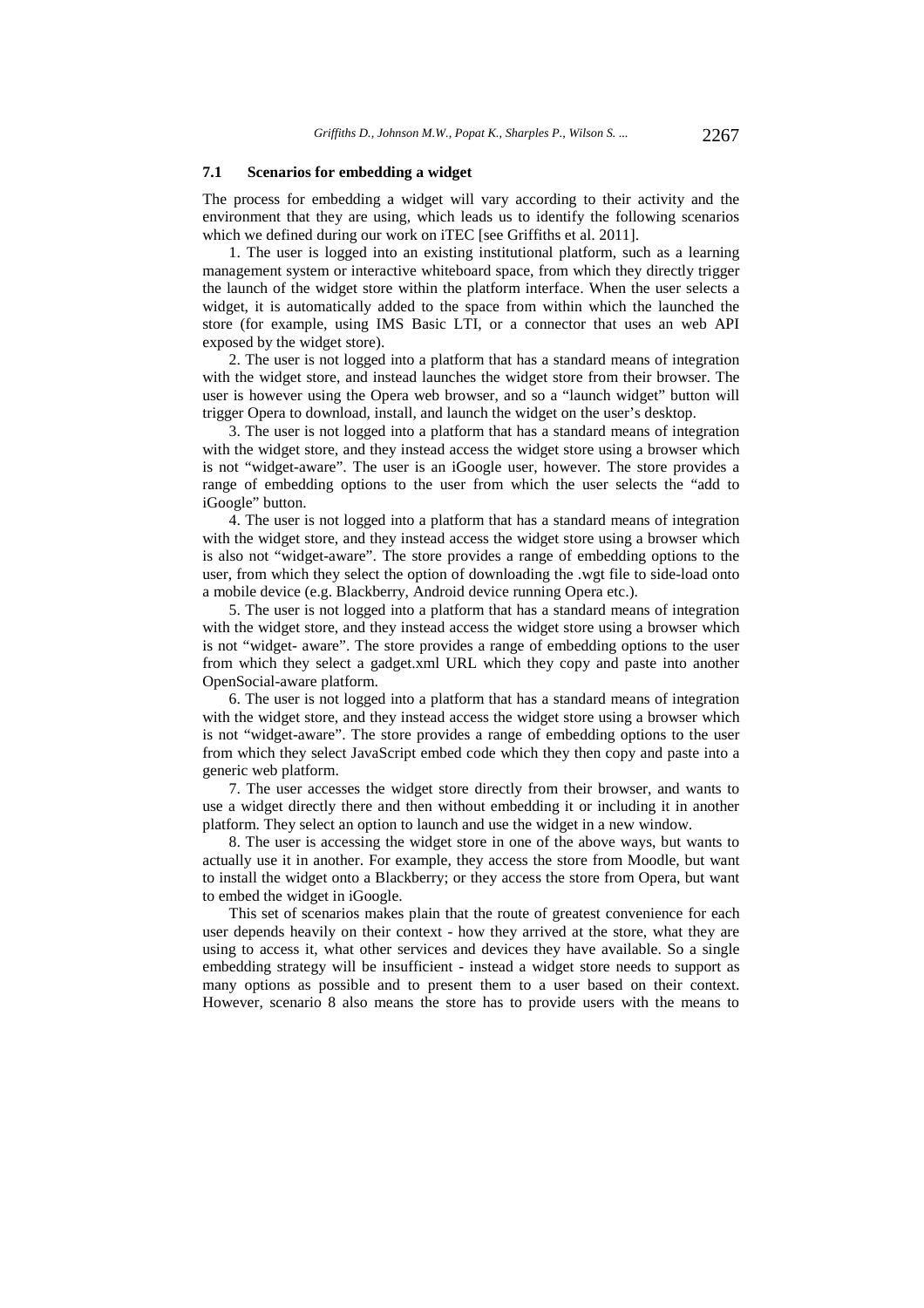### 7.1 Scenarios for embedding a widget

The process for embedding a widget will vary according to their activity and the environment that they are using, which leads us to identify the following scenarios which we defined during our work on iTEC [see Griffiths et al. 2011].

1. The user is logged into an existing institutional platform, such as a learning management system or interactive whiteboard space, from which they directly trigger the launch of the widget store within the platform interface. When the user selects a widget, it is automatically added to the space from within which the launched the store (for example, using IMS Basic LTI, or a connector that uses an web API exposed by the widget store).

2. The user is not logged into a platform that has a standard means of integration with the widget store, and instead launches the widget store from their browser. The user is however using the Opera web browser, and so a "launch widget" button will trigger Opera to download, install, and launch the widget on the user's desktop.

3. The user is not logged into a platform that has a standard means of integration with the widget store, and they instead access the widget store using a browser which is not "widget-aware". The user is an iGoogle user, however. The store provides a range of embedding options to the user from which the user selects the "add to iGoogle" button.

4. The user is not logged into a platform that has a standard means of integration with the widget store, and they instead access the widget store using a browser which is also not "widget-aware". The store provides a range of embedding options to the user, from which they select the option of downloading the .wgt file to side-load onto a mobile device (e.g. Blackberry, Android device running Opera etc.).

5. The user is not logged into a platform that has a standard means of integration with the widget store, and they instead access the widget store using a browser which is not "widget- aware". The store provides a range of embedding options to the user from which they select a gadget.xml URL which they copy and paste into another OpenSocial-aware platform.

6. The user is not logged into a platform that has a standard means of integration with the widget store, and they instead access the widget store using a browser which is not "widget-aware". The store provides a range of embedding options to the user from which they select JavaScript embed code which they then copy and paste into a generic web platform.

7. The user accesses the widget store directly from their browser, and wants to use a widget directly there and then without embedding it or including it in another platform. They select an option to launch and use the widget in a new window.

8. The user is accessing the widget store in one of the above ways, but wants to actually use it in another. For example, they access the store from Moodle, but want to install the widget onto a Blackberry; or they access the store from Opera, but want to embed the widget in iGoogle.

This set of scenarios makes plain that the route of greatest convenience for each user depends heavily on their context - how they arrived at the store, what they are using to access it, what other services and devices they have available. So a single embedding strategy will be insufficient - instead a widget store needs to support as many options as possible and to present them to a user based on their context. However, scenario 8 also means the store has to provide users with the means to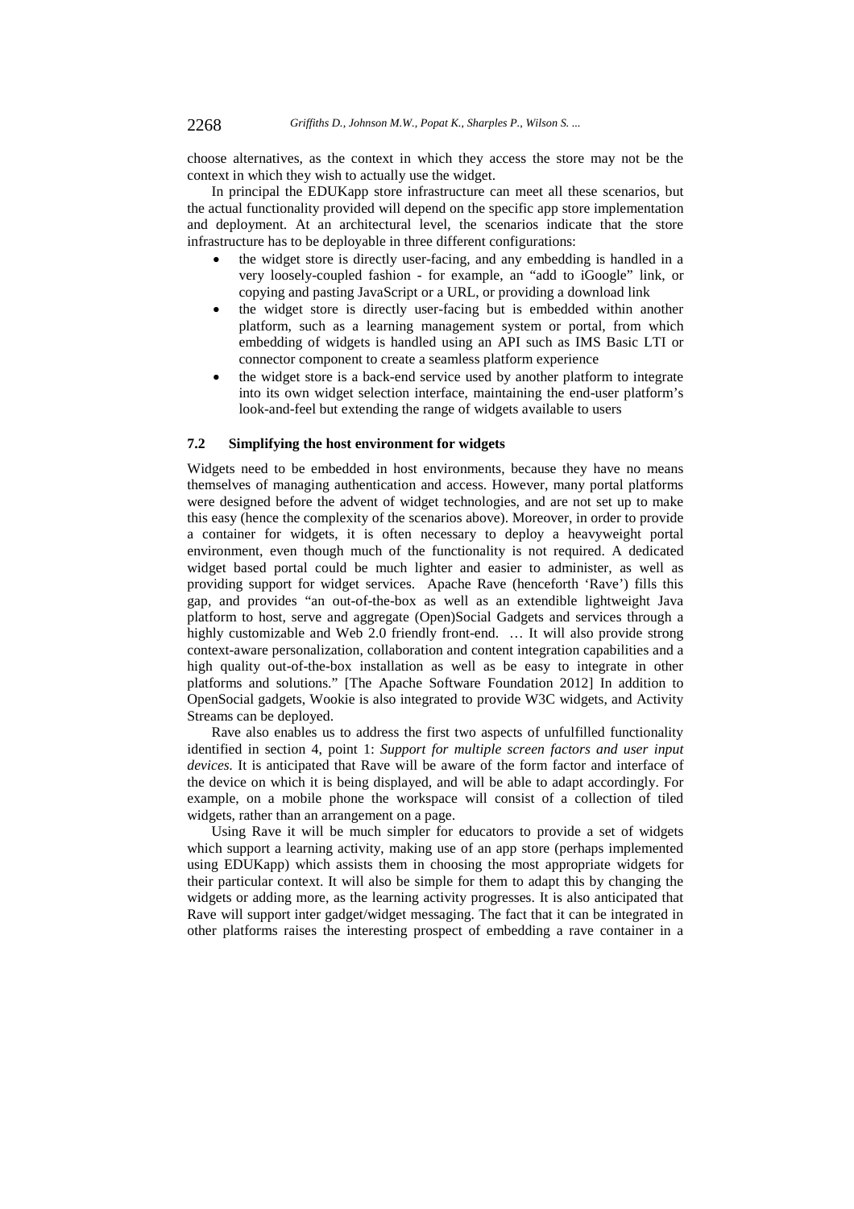choose alternatives, as the context in which they access the store may not be the context in which they wish to actually use the widget.

In principal the EDUKapp store infrastructure can meet all these scenarios, but the actual functionality provided will depend on the specific app store implementation and deployment. At an architectural level, the scenarios indicate that the store infrastructure has to be deployable in three different configurations:

- the widget store is directly user-facing, and any embedding is handled in a very loosely-coupled fashion - for example, an "add to iGoogle" link, or copying and pasting JavaScript or a URL, or providing a download link
- the widget store is directly user-facing but is embedded within another platform, such as a learning management system or portal, from which embedding of widgets is handled using an API such as IMS Basic LTI or connector component to create a seamless platform experience
- the widget store is a back-end service used by another platform to integrate into its own widget selection interface, maintaining the end-user platform's look-and-feel but extending the range of widgets available to users

### 7.2 Simplifying the host environment for widgets

Widgets need to be embedded in host environments, because they have no means themselves of managing authentication and access. However, many portal platforms were designed before the advent of widget technologies, and are not set up to make this easy (hence the complexity of the scenarios above). Moreover, in order to provide a container for widgets, it is often necessary to deploy a heavyweight portal environment, even though much of the functionality is not required. A dedicated widget based portal could be much lighter and easier to administer, as well as providing support for widget services. Apache Rave (henceforth 'Rave') fills this gap, and provides "an out-of-the-box as well as an extendible lightweight Java platform to host, serve and aggregate (Open)Social Gadgets and services through a highly customizable and Web 2.0 friendly front-end. … It will also provide strong context-aware personalization, collaboration and content integration capabilities and a high quality out-of-the-box installation as well as be easy to integrate in other platforms and solutions." [The Apache Software Foundation 2012] In addition to OpenSocial gadgets, Wookie is also integrated to provide W3C widgets, and Activity Streams can be deployed.

Rave also enables us to address the first two aspects of unfulfilled functionality identified in section 4, point 1: *Support for multiple screen factors and user input devices.* It is anticipated that Rave will be aware of the form factor and interface of the device on which it is being displayed, and will be able to adapt accordingly. For example, on a mobile phone the workspace will consist of a collection of tiled widgets, rather than an arrangement on a page.

Using Rave it will be much simpler for educators to provide a set of widgets which support a learning activity, making use of an app store (perhaps implemented using EDUKapp) which assists them in choosing the most appropriate widgets for their particular context. It will also be simple for them to adapt this by changing the widgets or adding more, as the learning activity progresses. It is also anticipated that Rave will support inter gadget/widget messaging. The fact that it can be integrated in other platforms raises the interesting prospect of embedding a rave container in a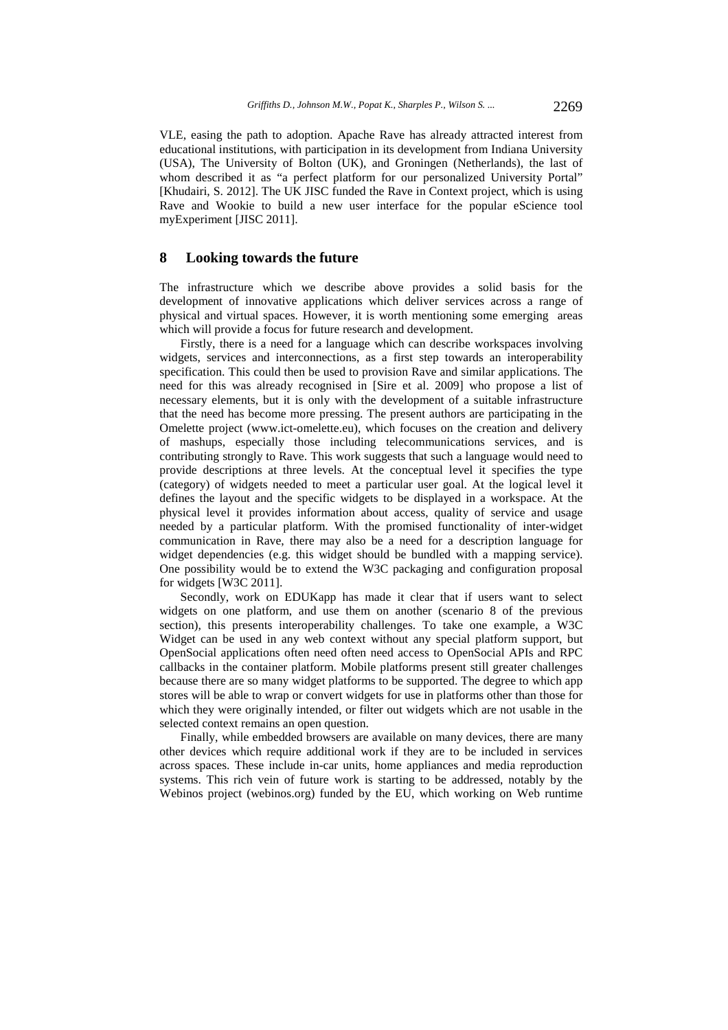VLE, easing the path to adoption. Apache Rave has already attracted interest from educational institutions, with participation in its development from Indiana University (USA), The University of Bolton (UK), and Groningen (Netherlands), the last of whom described it as "a perfect platform for our personalized University Portal" [Khudairi, S. 2012]. The UK JISC funded the Rave in Context project, which is using Rave and Wookie to build a new user interface for the popular eScience tool myExperiment [JISC 2011].

## 8 Looking towards the future

The infrastructure which we describe above provides a solid basis for the development of innovative applications which deliver services across a range of physical and virtual spaces. However, it is worth mentioning some emerging areas which will provide a focus for future research and development.

Firstly, there is a need for a language which can describe workspaces involving widgets, services and interconnections, as a first step towards an interoperability specification. This could then be used to provision Rave and similar applications. The need for this was already recognised in [Sire et al. 2009] who propose a list of necessary elements, but it is only with the development of a suitable infrastructure that the need has become more pressing. The present authors are participating in the Omelette project (www.ict-omelette.eu), which focuses on the creation and delivery of mashups, especially those including telecommunications services, and is contributing strongly to Rave. This work suggests that such a language would need to provide descriptions at three levels. At the conceptual level it specifies the type (category) of widgets needed to meet a particular user goal. At the logical level it defines the layout and the specific widgets to be displayed in a workspace. At the physical level it provides information about access, quality of service and usage needed by a particular platform. With the promised functionality of inter-widget communication in Rave, there may also be a need for a description language for widget dependencies (e.g. this widget should be bundled with a mapping service). One possibility would be to extend the W3C packaging and configuration proposal for widgets [W3C 2011].

Secondly, work on EDUKapp has made it clear that if users want to select widgets on one platform, and use them on another (scenario 8 of the previous section), this presents interoperability challenges. To take one example, a W3C Widget can be used in any web context without any special platform support, but OpenSocial applications often need often need access to OpenSocial APIs and RPC callbacks in the container platform. Mobile platforms present still greater challenges because there are so many widget platforms to be supported. The degree to which app stores will be able to wrap or convert widgets for use in platforms other than those for which they were originally intended, or filter out widgets which are not usable in the selected context remains an open question.

Finally, while embedded browsers are available on many devices, there are many other devices which require additional work if they are to be included in services across spaces. These include in-car units, home appliances and media reproduction systems. This rich vein of future work is starting to be addressed, notably by the Webinos project (webinos.org) funded by the EU, which working on Web runtime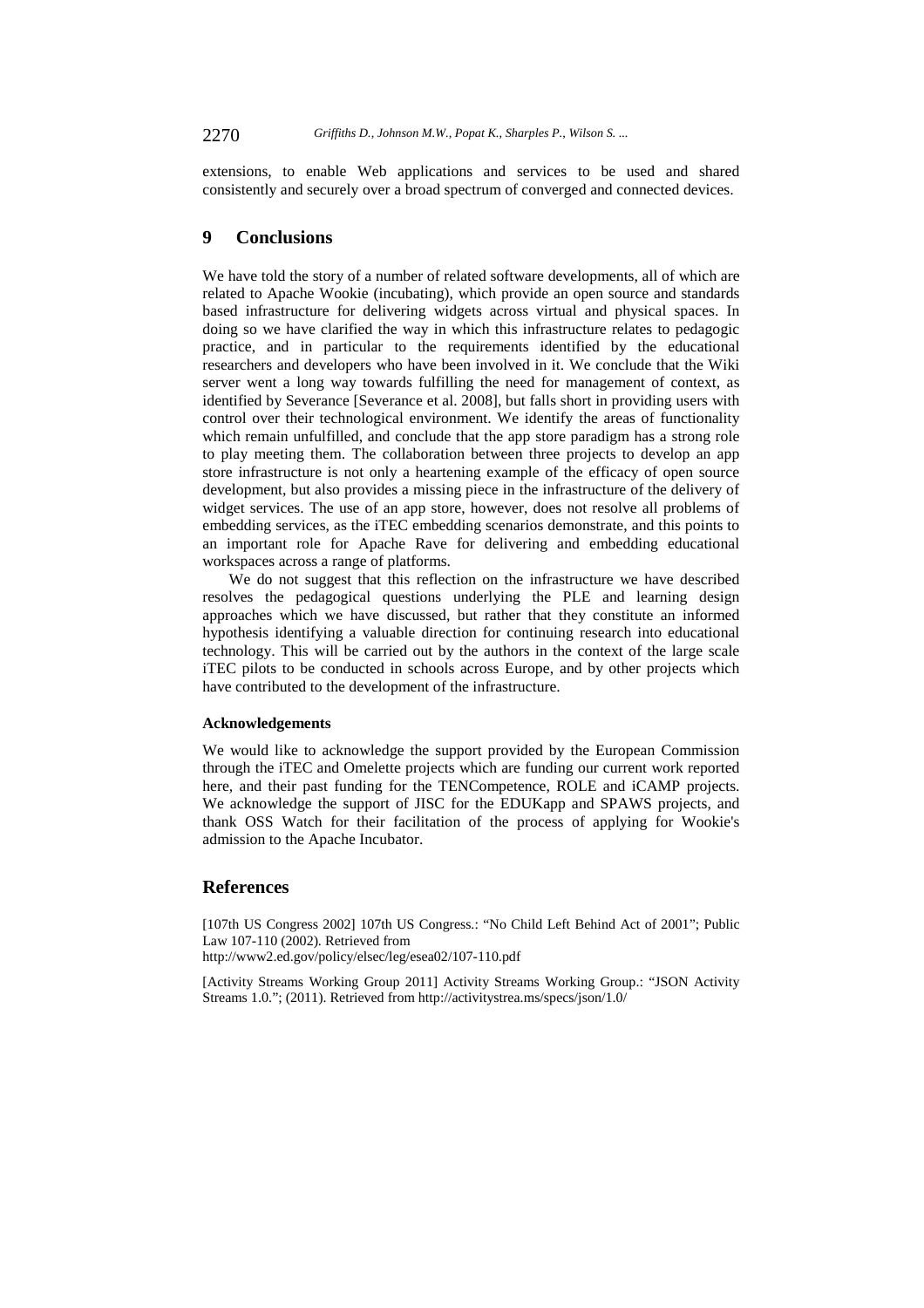extensions, to enable Web applications and services to be used and shared consistently and securely over a broad spectrum of converged and connected devices.

## 9 Conclusions

We have told the story of a number of related software developments, all of which are related to Apache Wookie (incubating), which provide an open source and standards based infrastructure for delivering widgets across virtual and physical spaces. In doing so we have clarified the way in which this infrastructure relates to pedagogic practice, and in particular to the requirements identified by the educational researchers and developers who have been involved in it. We conclude that the Wiki server went a long way towards fulfilling the need for management of context, as identified by Severance [Severance et al. 2008], but falls short in providing users with control over their technological environment. We identify the areas of functionality which remain unfulfilled, and conclude that the app store paradigm has a strong role to play meeting them. The collaboration between three projects to develop an app store infrastructure is not only a heartening example of the efficacy of open source development, but also provides a missing piece in the infrastructure of the delivery of widget services. The use of an app store, however, does not resolve all problems of embedding services, as the iTEC embedding scenarios demonstrate, and this points to an important role for Apache Rave for delivering and embedding educational workspaces across a range of platforms.

We do not suggest that this reflection on the infrastructure we have described resolves the pedagogical questions underlying the PLE and learning design approaches which we have discussed, but rather that they constitute an informed hypothesis identifying a valuable direction for continuing research into educational technology. This will be carried out by the authors in the context of the large scale iTEC pilots to be conducted in schools across Europe, and by other projects which have contributed to the development of the infrastructure.

#### Acknowledgements

We would like to acknowledge the support provided by the European Commission through the iTEC and Omelette projects which are funding our current work reported here, and their past funding for the TENCompetence, ROLE and iCAMP projects. We acknowledge the support of JISC for the EDUKapp and SPAWS projects, and thank OSS Watch for their facilitation of the process of applying for Wookie's admission to the Apache Incubator.

## References

[107th US Congress 2002] 107th US Congress.: "No Child Left Behind Act of 2001"; Public Law 107-110 (2002). Retrieved from http://www2.ed.gov/policy/elsec/leg/esea02/107-110.pdf

[Activity Streams Working Group 2011] Activity Streams Working Group.: "JSON Activity Streams 1.0."; (2011). Retrieved from http://activitystrea.ms/specs/json/1.0/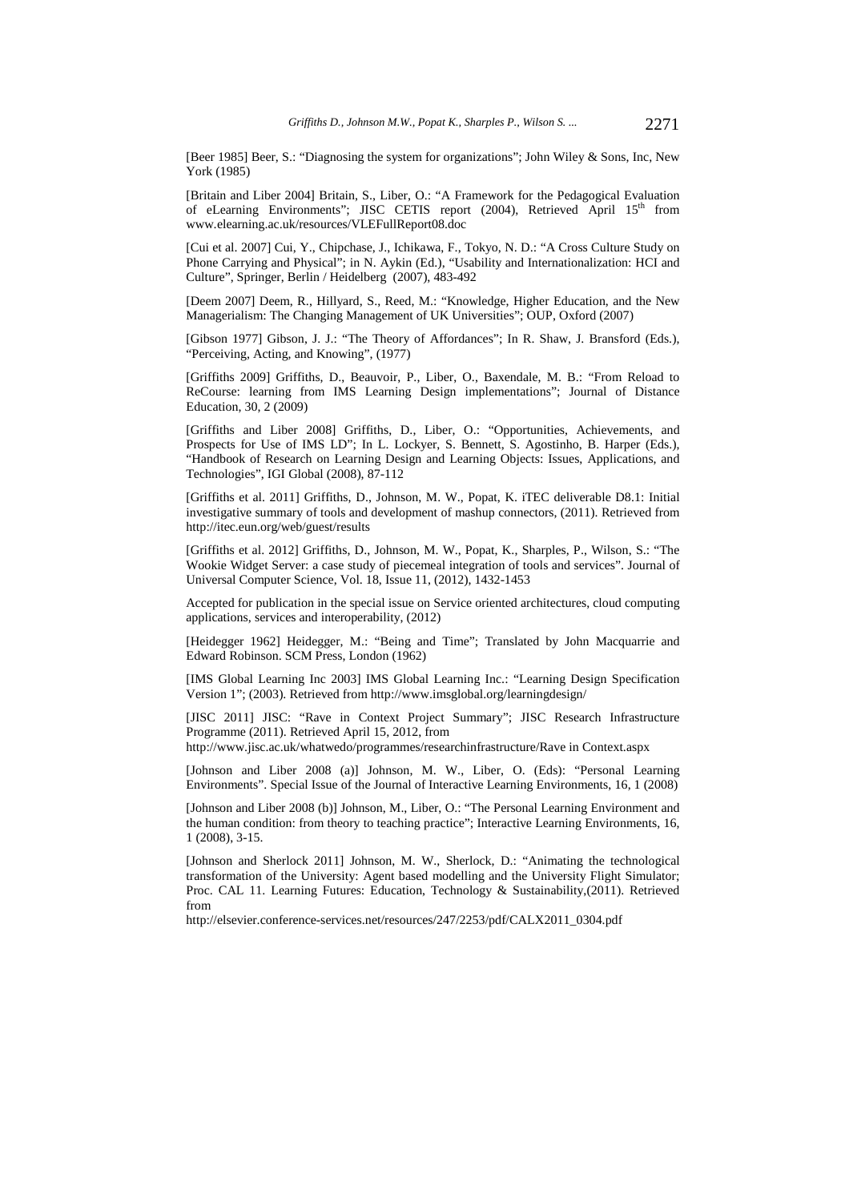[Beer 1985] Beer, S.: "Diagnosing the system for organizations"; John Wiley & Sons, Inc, New York (1985)

[Britain and Liber 2004] Britain, S., Liber, O.: "A Framework for the Pedagogical Evaluation of eLearning Environments"; JISC CETIS report (2004), Retrieved April 15th from www.elearning.ac.uk/resources/VLEFullReport08.doc

[Cui et al. 2007] Cui, Y., Chipchase, J., Ichikawa, F., Tokyo, N. D.: "A Cross Culture Study on Phone Carrying and Physical"; in N. Aykin (Ed.), "Usability and Internationalization: HCI and Culture", Springer, Berlin / Heidelberg (2007), 483-492

[Deem 2007] Deem, R., Hillyard, S., Reed, M.: "Knowledge, Higher Education, and the New Managerialism: The Changing Management of UK Universities"; OUP, Oxford (2007)

[Gibson 1977] Gibson, J. J.: "The Theory of Affordances"; In R. Shaw, J. Bransford (Eds.), "Perceiving, Acting, and Knowing", (1977)

[Griffiths 2009] Griffiths, D., Beauvoir, P., Liber, O., Baxendale, M. B.: "From Reload to ReCourse: learning from IMS Learning Design implementations"; Journal of Distance Education, 30, 2 (2009)

[Griffiths and Liber 2008] Griffiths, D., Liber, O.: "Opportunities, Achievements, and Prospects for Use of IMS LD"; In L. Lockyer, S. Bennett, S. Agostinho, B. Harper (Eds.), "Handbook of Research on Learning Design and Learning Objects: Issues, Applications, and Technologies", IGI Global (2008), 87-112

[Griffiths et al. 2011] Griffiths, D., Johnson, M. W., Popat, K. iTEC deliverable D8.1: Initial investigative summary of tools and development of mashup connectors, (2011). Retrieved from http://itec.eun.org/web/guest/results

[Griffiths et al. 2012] Griffiths, D., Johnson, M. W., Popat, K., Sharples, P., Wilson, S.: "The Wookie Widget Server: a case study of piecemeal integration of tools and services". Journal of Universal Computer Science, Vol. 18, Issue 11, (2012), 1432-1453

Accepted for publication in the special issue on Service oriented architectures, cloud computing applications, services and interoperability, (2012)

[Heidegger 1962] Heidegger, M.: "Being and Time"; Translated by John Macquarrie and Edward Robinson. SCM Press, London (1962)

[IMS Global Learning Inc 2003] IMS Global Learning Inc.: "Learning Design Specification Version 1"; (2003). Retrieved from http://www.imsglobal.org/learningdesign/

[JISC 2011] JISC: "Rave in Context Project Summary"; JISC Research Infrastructure Programme (2011). Retrieved April 15, 2012, from http://www.jisc.ac.uk/whatwedo/programmes/researchinfrastructure/Rave in Context.aspx

[Johnson and Liber 2008 (a)] Johnson, M. W., Liber, O. (Eds): "Personal Learning Environments". Special Issue of the Journal of Interactive Learning Environments, 16, 1 (2008)

[Johnson and Liber 2008 (b)] Johnson, M., Liber, O.: "The Personal Learning Environment and the human condition: from theory to teaching practice"; Interactive Learning Environments, 16, 1 (2008), 3-15.

[Johnson and Sherlock 2011] Johnson, M. W., Sherlock, D.: "Animating the technological transformation of the University: Agent based modelling and the University Flight Simulator; Proc. CAL 11. Learning Futures: Education, Technology & Sustainability,(2011). Retrieved from http://elsevier.conference-services.net/resources/247/2253/pdf/CALX2011_0304.pdf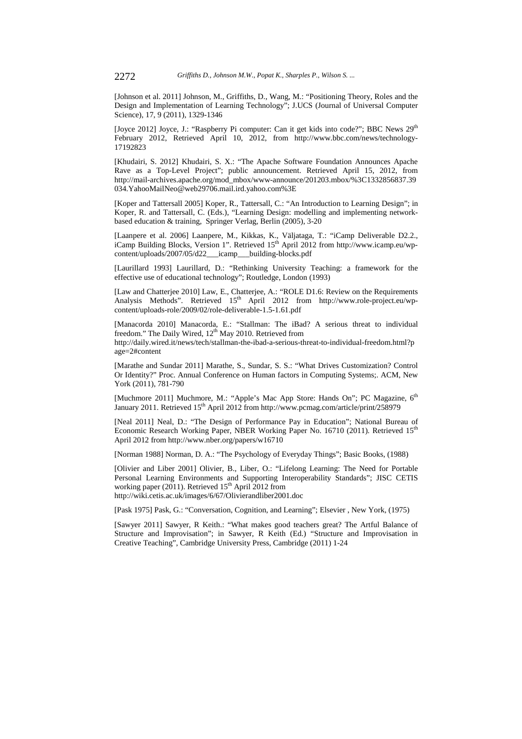[Johnson et al. 2011] Johnson, M., Griffiths, D., Wang, M.: "Positioning Theory, Roles and the Design and Implementation of Learning Technology"; J.UCS (Journal of Universal Computer Science), 17, 9 (2011), 1329-1346

[Joyce 2012] Joyce, J.: "Raspberry Pi computer: Can it get kids into code?"; BBC News 29th February 2012, Retrieved April 10, 2012, from http://www.bbc.com/news/technology-17192823

[Khudairi, S. 2012] Khudairi, S. X.: "The Apache Software Foundation Announces Apache Rave as a Top-Level Project"; public announcement. Retrieved April 15, 2012, from http://mail-archives.apache.org/mod_mbox/www-announce/201203.mbox/%3C1332856837.39034.YahooMailNeo@web29706.mail.ird.yahoo.com%3E

[Koper and Tattersall 2005] Koper, R., Tattersall, C.: "An Introduction to Learning Design"; in Koper, R. and Tattersall, C. (Eds.), "Learning Design: modelling and implementing network-based education & training, Springer Verlag, Berlin (2005), 3-20

[Laanpere et al. 2006] Laanpere, M., Kikkas, K., Väljataga, T.: "iCamp Deliverable D2.2., iCamp Building Blocks, Version 1". Retrieved 15th April 2012 from http://www.icamp.eu/wp-content/uploads/2007/05/d22___icamp___building-blocks.pdf

[Laurillard 1993] Laurillard, D.: "Rethinking University Teaching: a framework for the effective use of educational technology"; Routledge, London (1993)

[Law and Chatterjee 2010] Law, E., Chatterjee, A.: "ROLE D1.6: Review on the Requirements Analysis Methods". Retrieved 15th April 2012 from http://www.role-project.eu/wp-content/uploads-role/2009/02/role-deliverable-1.5-1.61.pdf

[Manacorda 2010] Manacorda, E.: "Stallman: The iBad? A serious threat to individual freedom." The Daily Wired, 12th May 2010. Retrieved from http://daily.wired.it/news/tech/stallman-the-ibad-a-serious-threat-to-individual-freedom.html?page=2#content

[Marathe and Sundar 2011] Marathe, S., Sundar, S. S.: "What Drives Customization? Control Or Identity?" Proc. Annual Conference on Human factors in Computing Systems;. ACM, New York (2011), 781-790

[Muchmore 2011] Muchmore, M.: "Apple's Mac App Store: Hands On"; PC Magazine, 6th January 2011. Retrieved 15th April 2012 from http://www.pcmag.com/article/print/258979

[Neal 2011] Neal, D.: "The Design of Performance Pay in Education"; National Bureau of Economic Research Working Paper, NBER Working Paper No. 16710 (2011). Retrieved 15th April 2012 from http://www.nber.org/papers/w16710

[Norman 1988] Norman, D. A.: "The Psychology of Everyday Things"; Basic Books, (1988)

[Olivier and Liber 2001] Olivier, B., Liber, O.: "Lifelong Learning: The Need for Portable Personal Learning Environments and Supporting Interoperability Standards"; JISC CETIS working paper (2011). Retrieved 15th April 2012 from http://wiki.cetis.ac.uk/images/6/67/Olivierandliber2001.doc

[Pask 1975] Pask, G.: "Conversation, Cognition, and Learning"; Elsevier , New York, (1975)

[Sawyer 2011] Sawyer, R Keith.: "What makes good teachers great? The Artful Balance of Structure and Improvisation"; in Sawyer, R Keith (Ed.) "Structure and Improvisation in Creative Teaching", Cambridge University Press, Cambridge (2011) 1-24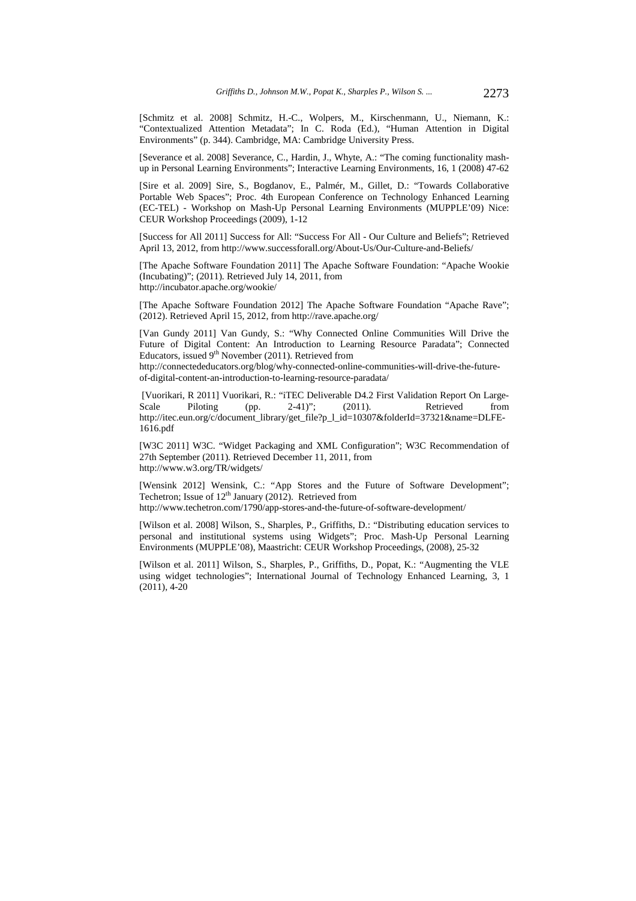[Schmitz et al. 2008] Schmitz, H.-C., Wolpers, M., Kirschenmann, U., Niemann, K.: "Contextualized Attention Metadata"; In C. Roda (Ed.), "Human Attention in Digital Environments" (p. 344). Cambridge, MA: Cambridge University Press.

[Severance et al. 2008] Severance, C., Hardin, J., Whyte, A.: "The coming functionality mash-up in Personal Learning Environments"; Interactive Learning Environments, 16, 1 (2008) 47-62

[Sire et al. 2009] Sire, S., Bogdanov, E., Palmér, M., Gillet, D.: "Towards Collaborative Portable Web Spaces"; Proc. 4th European Conference on Technology Enhanced Learning (EC-TEL) - Workshop on Mash-Up Personal Learning Environments (MUPPLE'09) Nice: CEUR Workshop Proceedings (2009), 1-12

[Success for All 2011] Success for All: "Success For All - Our Culture and Beliefs"; Retrieved April 13, 2012, from http://www.successforall.org/About-Us/Our-Culture-and-Beliefs/

[The Apache Software Foundation 2011] The Apache Software Foundation: "Apache Wookie (Incubating)"; (2011). Retrieved July 14, 2011, from http://incubator.apache.org/wookie/

[The Apache Software Foundation 2012] The Apache Software Foundation "Apache Rave"; (2012). Retrieved April 15, 2012, from http://rave.apache.org/

[Van Gundy 2011] Van Gundy, S.: "Why Connected Online Communities Will Drive the Future of Digital Content: An Introduction to Learning Resource Paradata"; Connected Educators, issued 9th November (2011). Retrieved from http://connectededucators.org/blog/why-connected-online-communities-will-drive-the-future-of-digital-content-an-introduction-to-learning-resource-paradata/

[Vuorikari, R 2011] Vuorikari, R.: "iTEC Deliverable D4.2 First Validation Report On Large-Scale Piloting (pp. 2-41)"; (2011). Retrieved from http://itec.eun.org/c/document_library/get_file?p_l_id=10307&folderId=37321&name=DLFE-1616.pdf

[W3C 2011] W3C. "Widget Packaging and XML Configuration"; W3C Recommendation of 27th September (2011). Retrieved December 11, 2011, from http://www.w3.org/TR/widgets/

[Wensink 2012] Wensink, C.: "App Stores and the Future of Software Development"; Techetron; Issue of 12th January (2012). Retrieved from http://www.techetron.com/1790/app-stores-and-the-future-of-software-development/

[Wilson et al. 2008] Wilson, S., Sharples, P., Griffiths, D.: "Distributing education services to personal and institutional systems using Widgets"; Proc. Mash-Up Personal Learning Environments (MUPPLE'08), Maastricht: CEUR Workshop Proceedings, (2008), 25-32

[Wilson et al. 2011] Wilson, S., Sharples, P., Griffiths, D., Popat, K.: "Augmenting the VLE using widget technologies"; International Journal of Technology Enhanced Learning, 3, 1 (2011), 4-20